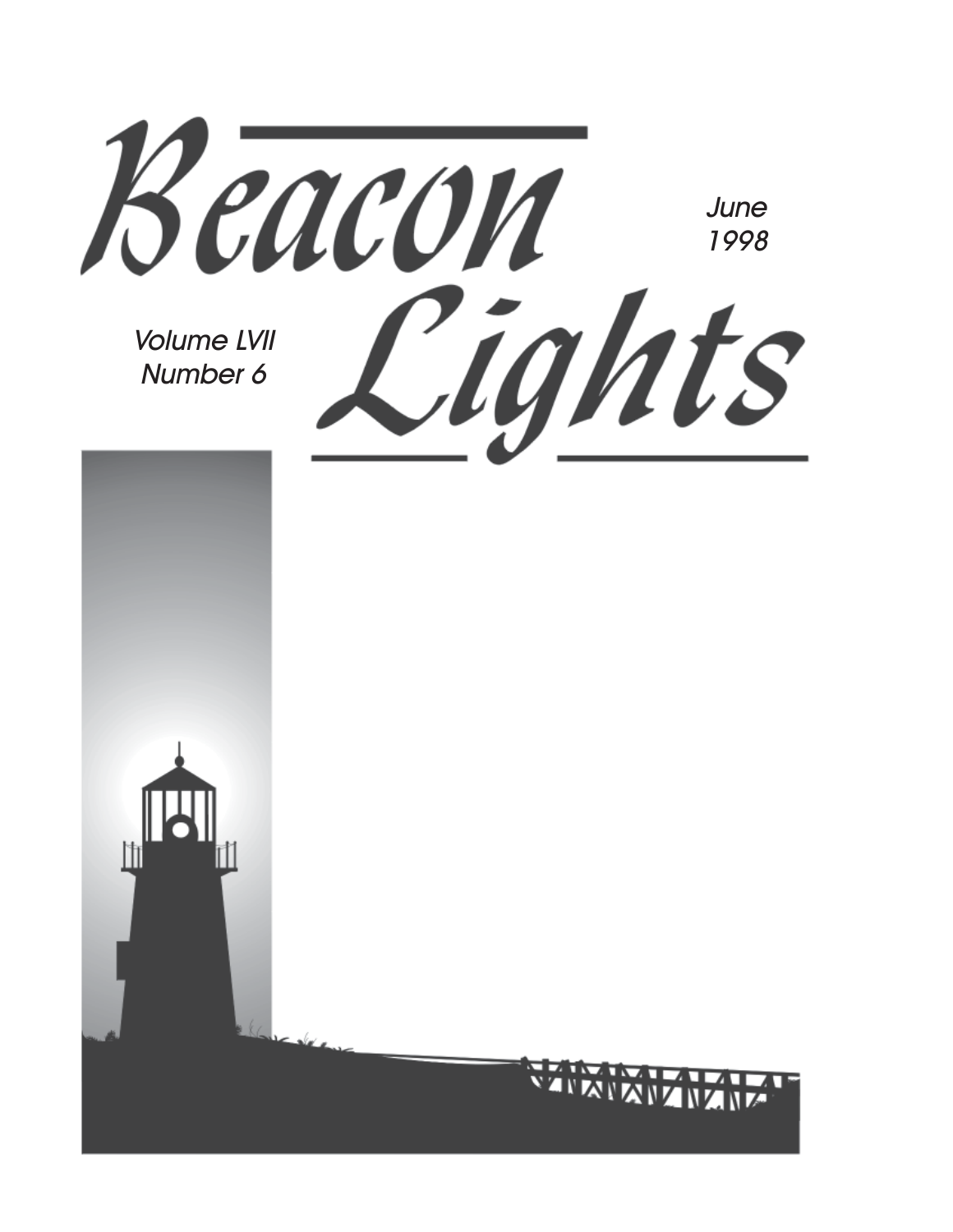# Beacon Lights

June
1998

Volume LVII
Number 6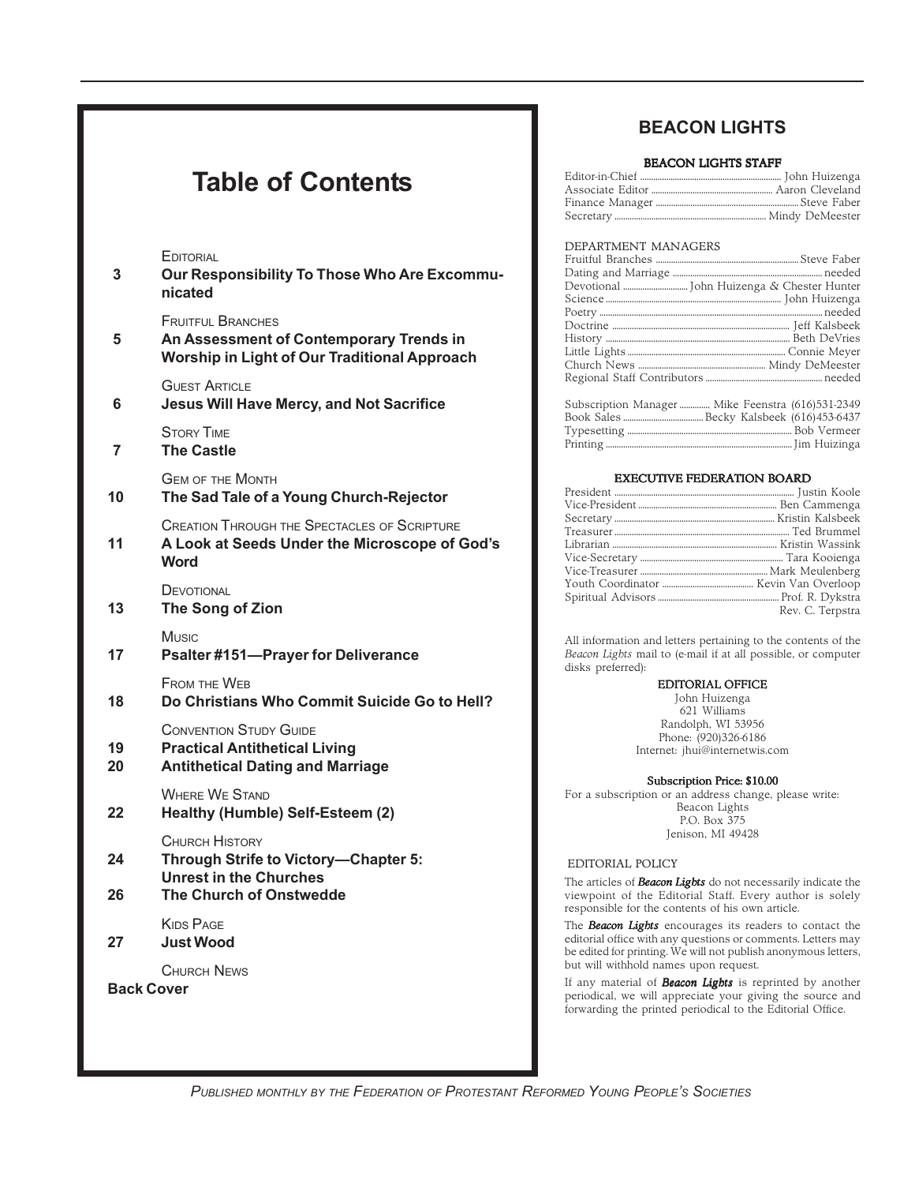# Table of Contents

| Page | Section |
|---|---|
| | EDITORIAL |
| 3 | **Our Responsibility To Those Who Are Excommunicated** |
| | FRUITFUL BRANCHES |
| 5 | **An Assessment of Contemporary Trends in Worship in Light of Our Traditional Approach** |
| | GUEST ARTICLE |
| 6 | **Jesus Will Have Mercy, and Not Sacrifice** |
| | STORY TIME |
| 7 | **The Castle** |
| | GEM OF THE MONTH |
| 10 | **The Sad Tale of a Young Church-Rejector** |
| | CREATION THROUGH THE SPECTACLES OF SCRIPTURE |
| 11 | **A Look at Seeds Under the Microscope of God's Word** |
| | DEVOTIONAL |
| 13 | **The Song of Zion** |
| | MUSIC |
| 17 | **Psalter #151—Prayer for Deliverance** |
| | FROM THE WEB |
| 18 | **Do Christians Who Commit Suicide Go to Hell?** |
| | CONVENTION STUDY GUIDE |
| 19 | **Practical Antithetical Living** |
| 20 | **Antithetical Dating and Marriage** |
| | WHERE WE STAND |
| 22 | **Healthy (Humble) Self-Esteem (2)** |
| | CHURCH HISTORY |
| 24 | **Through Strife to Victory—Chapter 5: Unrest in the Churches** |
| 26 | **The Church of Onstwedde** |
| | KIDS PAGE |
| 27 | **Just Wood** |
| | CHURCH NEWS |
| **Back Cover** | |

## BEACON LIGHTS

### BEACON LIGHTS STAFF

Editor-in-Chief ........ John Huizenga
Associate Editor ........ Aaron Cleveland
Finance Manager ........ Steve Faber
Secretary ........ Mindy DeMeester

DEPARTMENT MANAGERS

Fruitful Branches ........ Steve Faber
Dating and Marriage ........ needed
Devotional ........ John Huizenga & Chester Hunter
Science ........ John Huizenga
Poetry ........ needed
Doctrine ........ Jeff Kalsbeek
History ........ Beth DeVries
Little Lights ........ Connie Meyer
Church News ........ Mindy DeMeester
Regional Staff Contributors ........ needed

Subscription Manager ........ Mike Feenstra (616)531-2349
Book Sales ........ Becky Kalsbeek (616)453-6437
Typesetting ........ Bob Vermeer
Printing ........ Jim Huizinga

### EXECUTIVE FEDERATION BOARD

President ........ Justin Koole
Vice-President ........ Ben Cammenga
Secretary ........ Kristin Kalsbeek
Treasurer ........ Ted Brummel
Librarian ........ Kristin Wassink
Vice-Secretary ........ Tara Kooienga
Vice-Treasurer ........ Mark Meulenberg
Youth Coordinator ........ Kevin Van Overloop
Spiritual Advisors ........ Prof. R. Dykstra
Rev. C. Terpstra

All information and letters pertaining to the contents of the *Beacon Lights* mail to (e-mail if at all possible, or computer disks preferred):

**EDITORIAL OFFICE**
John Huizenga
621 Williams
Randolph, WI 53956
Phone: (920)326-6186
Internet: jhui@internetwis.com

**Subscription Price: $10.00**
For a subscription or an address change, please write:
Beacon Lights
P.O. Box 375
Jenison, MI 49428

EDITORIAL POLICY

The articles of ***Beacon Lights*** do not necessarily indicate the viewpoint of the Editorial Staff. Every author is solely responsible for the contents of his own article.

The ***Beacon Lights*** encourages its readers to contact the editorial office with any questions or comments. Letters may be edited for printing. We will not publish anonymous letters, but will withhold names upon request.

If any material of ***Beacon Lights*** is reprinted by another periodical, we will appreciate your giving the source and forwarding the printed periodical to the Editorial Office.

*PUBLISHED MONTHLY BY THE FEDERATION OF PROTESTANT REFORMED YOUNG PEOPLE'S SOCIETIES*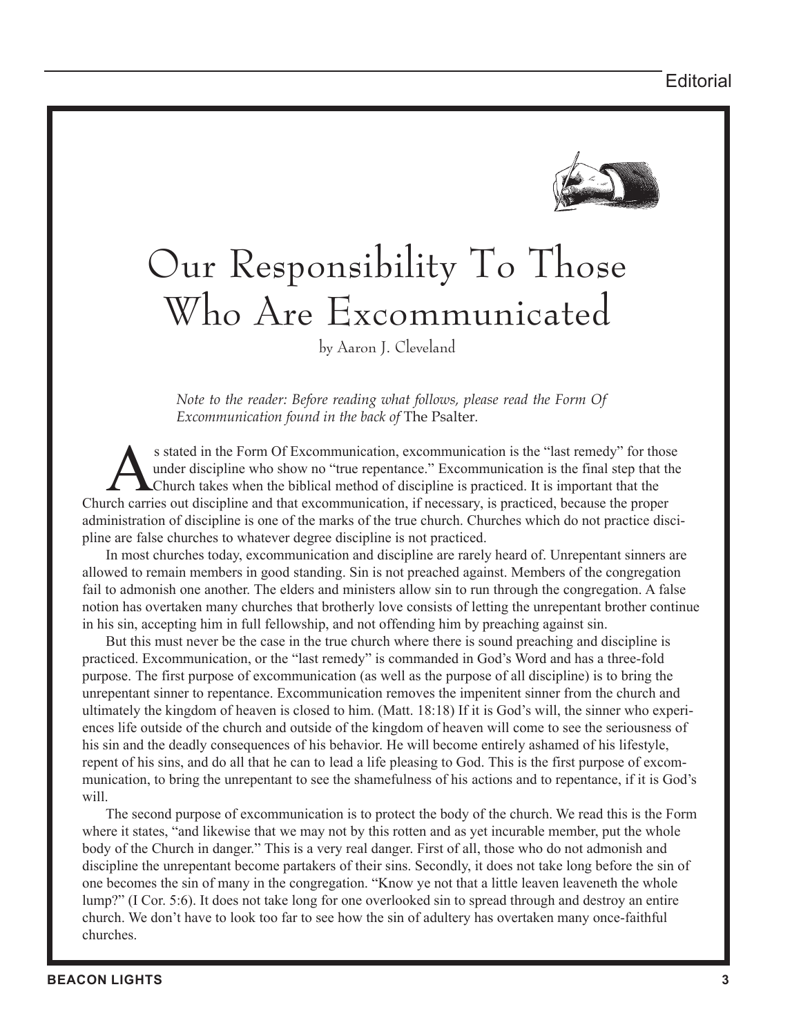# Our Responsibility To Those Who Are Excommunicated

by Aaron J. Cleveland

*Note to the reader: Before reading what follows, please read the Form Of Excommunication found in the back of* The Psalter*.*

As stated in the Form Of Excommunication, excommunication is the "last remedy" for those under discipline who show no "true repentance." Excommunication is the final step that the Church takes when the biblical method of discipline is practiced. It is important that the Church carries out discipline and that excommunication, if necessary, is practiced, because the proper administration of discipline is one of the marks of the true church. Churches which do not practice discipline are false churches to whatever degree discipline is not practiced.

In most churches today, excommunication and discipline are rarely heard of. Unrepentant sinners are allowed to remain members in good standing. Sin is not preached against. Members of the congregation fail to admonish one another. The elders and ministers allow sin to run through the congregation. A false notion has overtaken many churches that brotherly love consists of letting the unrepentant brother continue in his sin, accepting him in full fellowship, and not offending him by preaching against sin.

But this must never be the case in the true church where there is sound preaching and discipline is practiced. Excommunication, or the "last remedy" is commanded in God's Word and has a three-fold purpose. The first purpose of excommunication (as well as the purpose of all discipline) is to bring the unrepentant sinner to repentance. Excommunication removes the impenitent sinner from the church and ultimately the kingdom of heaven is closed to him. (Matt. 18:18) If it is God's will, the sinner who experiences life outside of the church and outside of the kingdom of heaven will come to see the seriousness of his sin and the deadly consequences of his behavior. He will become entirely ashamed of his lifestyle, repent of his sins, and do all that he can to lead a life pleasing to God. This is the first purpose of excommunication, to bring the unrepentant to see the shamefulness of his actions and to repentance, if it is God's will.

The second purpose of excommunication is to protect the body of the church. We read this is the Form where it states, "and likewise that we may not by this rotten and as yet incurable member, put the whole body of the Church in danger." This is a very real danger. First of all, those who do not admonish and discipline the unrepentant become partakers of their sins. Secondly, it does not take long before the sin of one becomes the sin of many in the congregation. "Know ye not that a little leaven leaveneth the whole lump?" (I Cor. 5:6). It does not take long for one overlooked sin to spread through and destroy an entire church. We don't have to look too far to see how the sin of adultery has overtaken many once-faithful churches.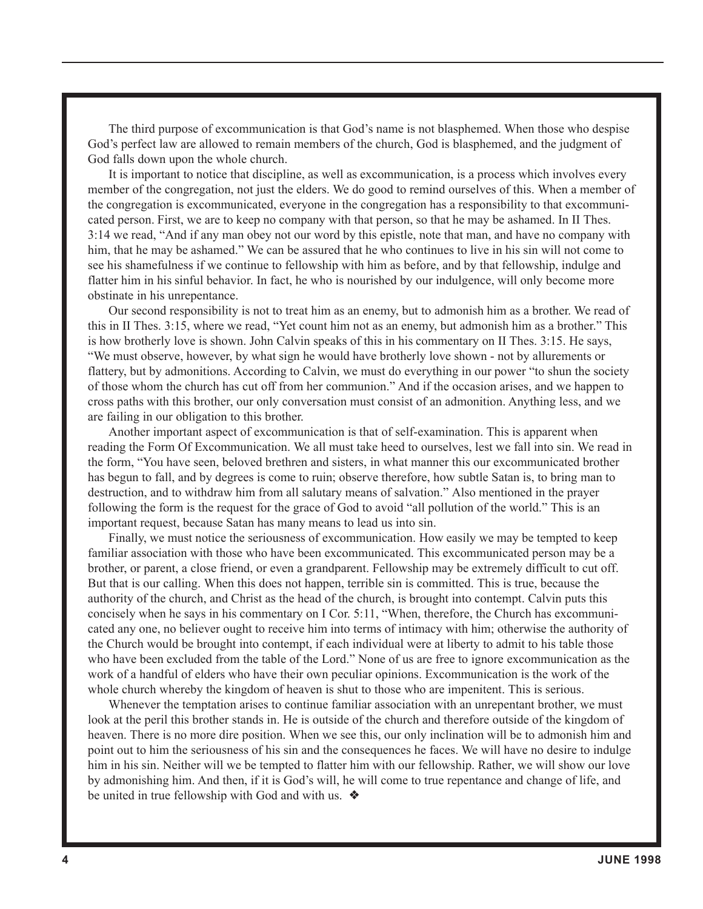The third purpose of excommunication is that God's name is not blasphemed. When those who despise God's perfect law are allowed to remain members of the church, God is blasphemed, and the judgment of God falls down upon the whole church.

It is important to notice that discipline, as well as excommunication, is a process which involves every member of the congregation, not just the elders. We do good to remind ourselves of this. When a member of the congregation is excommunicated, everyone in the congregation has a responsibility to that excommunicated person. First, we are to keep no company with that person, so that he may be ashamed. In II Thes. 3:14 we read, "And if any man obey not our word by this epistle, note that man, and have no company with him, that he may be ashamed." We can be assured that he who continues to live in his sin will not come to see his shamefulness if we continue to fellowship with him as before, and by that fellowship, indulge and flatter him in his sinful behavior. In fact, he who is nourished by our indulgence, will only become more obstinate in his unrepentance.

Our second responsibility is not to treat him as an enemy, but to admonish him as a brother. We read of this in II Thes. 3:15, where we read, "Yet count him not as an enemy, but admonish him as a brother." This is how brotherly love is shown. John Calvin speaks of this in his commentary on II Thes. 3:15. He says, "We must observe, however, by what sign he would have brotherly love shown - not by allurements or flattery, but by admonitions. According to Calvin, we must do everything in our power "to shun the society of those whom the church has cut off from her communion." And if the occasion arises, and we happen to cross paths with this brother, our only conversation must consist of an admonition. Anything less, and we are failing in our obligation to this brother.

Another important aspect of excommunication is that of self-examination. This is apparent when reading the Form Of Excommunication. We all must take heed to ourselves, lest we fall into sin. We read in the form, "You have seen, beloved brethren and sisters, in what manner this our excommunicated brother has begun to fall, and by degrees is come to ruin; observe therefore, how subtle Satan is, to bring man to destruction, and to withdraw him from all salutary means of salvation." Also mentioned in the prayer following the form is the request for the grace of God to avoid "all pollution of the world." This is an important request, because Satan has many means to lead us into sin.

Finally, we must notice the seriousness of excommunication. How easily we may be tempted to keep familiar association with those who have been excommunicated. This excommunicated person may be a brother, or parent, a close friend, or even a grandparent. Fellowship may be extremely difficult to cut off. But that is our calling. When this does not happen, terrible sin is committed. This is true, because the authority of the church, and Christ as the head of the church, is brought into contempt. Calvin puts this concisely when he says in his commentary on I Cor. 5:11, "When, therefore, the Church has excommunicated any one, no believer ought to receive him into terms of intimacy with him; otherwise the authority of the Church would be brought into contempt, if each individual were at liberty to admit to his table those who have been excluded from the table of the Lord." None of us are free to ignore excommunication as the work of a handful of elders who have their own peculiar opinions. Excommunication is the work of the whole church whereby the kingdom of heaven is shut to those who are impenitent. This is serious.

Whenever the temptation arises to continue familiar association with an unrepentant brother, we must look at the peril this brother stands in. He is outside of the church and therefore outside of the kingdom of heaven. There is no more dire position. When we see this, our only inclination will be to admonish him and point out to him the seriousness of his sin and the consequences he faces. We will have no desire to indulge him in his sin. Neither will we be tempted to flatter him with our fellowship. Rather, we will show our love by admonishing him. And then, if it is God's will, he will come to true repentance and change of life, and be united in true fellowship with God and with us. ❖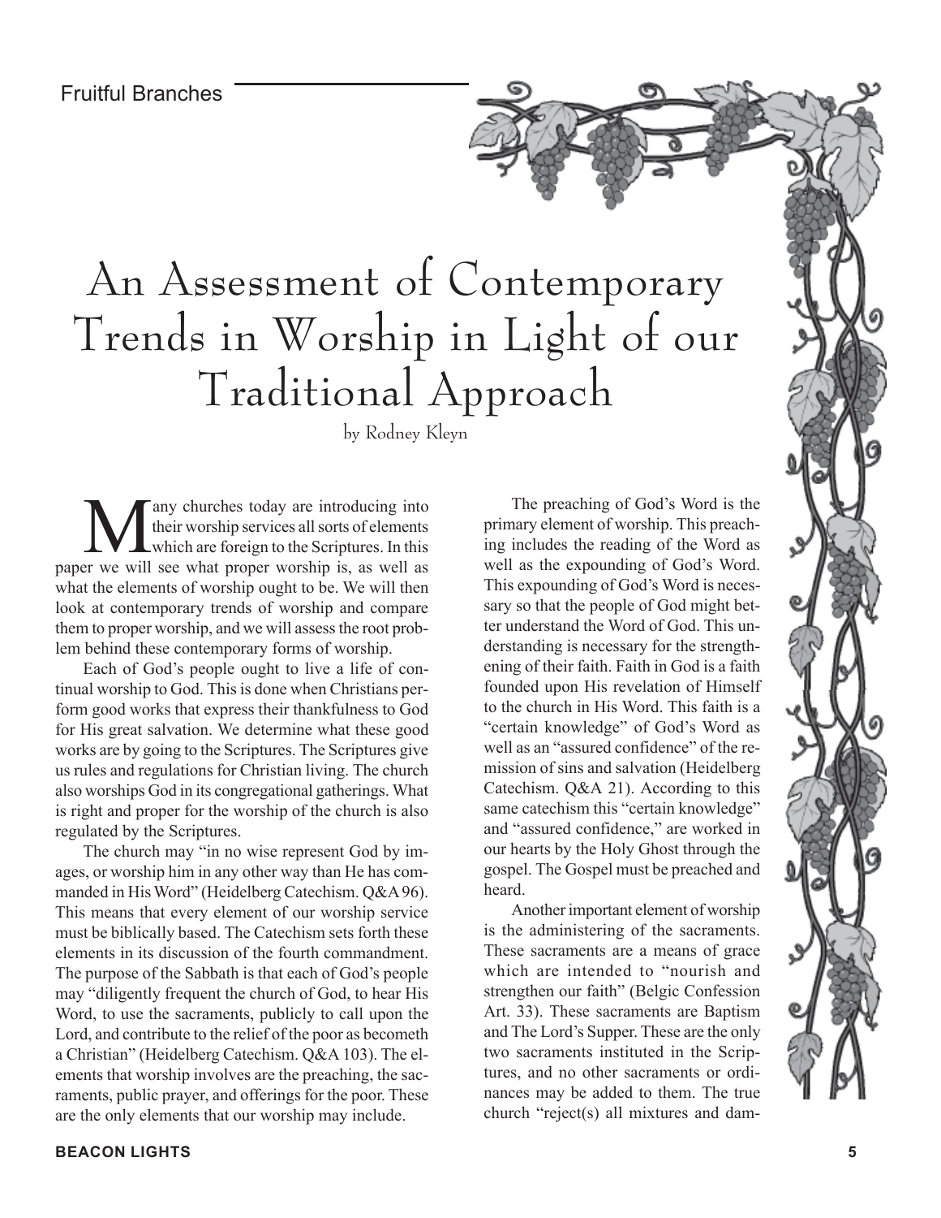# An Assessment of Contemporary Trends in Worship in Light of our Traditional Approach

by Rodney Kleyn

Many churches today are introducing into their worship services all sorts of elements which are foreign to the Scriptures. In this paper we will see what proper worship is, as well as what the elements of worship ought to be. We will then look at contemporary trends of worship and compare them to proper worship, and we will assess the root problem behind these contemporary forms of worship.

Each of God's people ought to live a life of continual worship to God. This is done when Christians perform good works that express their thankfulness to God for His great salvation. We determine what these good works are by going to the Scriptures. The Scriptures give us rules and regulations for Christian living. The church also worships God in its congregational gatherings. What is right and proper for the worship of the church is also regulated by the Scriptures.

The church may "in no wise represent God by images, or worship him in any other way than He has commanded in His Word" (Heidelberg Catechism. Q&A 96). This means that every element of our worship service must be biblically based. The Catechism sets forth these elements in its discussion of the fourth commandment. The purpose of the Sabbath is that each of God's people may "diligently frequent the church of God, to hear His Word, to use the sacraments, publicly to call upon the Lord, and contribute to the relief of the poor as becometh a Christian" (Heidelberg Catechism. Q&A 103). The elements that worship involves are the preaching, the sacraments, public prayer, and offerings for the poor. These are the only elements that our worship may include.

The preaching of God's Word is the primary element of worship. This preaching includes the reading of the Word as well as the expounding of God's Word. This expounding of God's Word is necessary so that the people of God might better understand the Word of God. This understanding is necessary for the strengthening of their faith. Faith in God is a faith founded upon His revelation of Himself to the church in His Word. This faith is a "certain knowledge" of God's Word as well as an "assured confidence" of the remission of sins and salvation (Heidelberg Catechism. Q&A 21). According to this same catechism this "certain knowledge" and "assured confidence," are worked in our hearts by the Holy Ghost through the gospel. The Gospel must be preached and heard.

Another important element of worship is the administering of the sacraments. These sacraments are a means of grace which are intended to "nourish and strengthen our faith" (Belgic Confession Art. 33). These sacraments are Baptism and The Lord's Supper. These are the only two sacraments instituted in the Scriptures, and no other sacraments or ordinances may be added to them. The true church "reject(s) all mixtures and dam-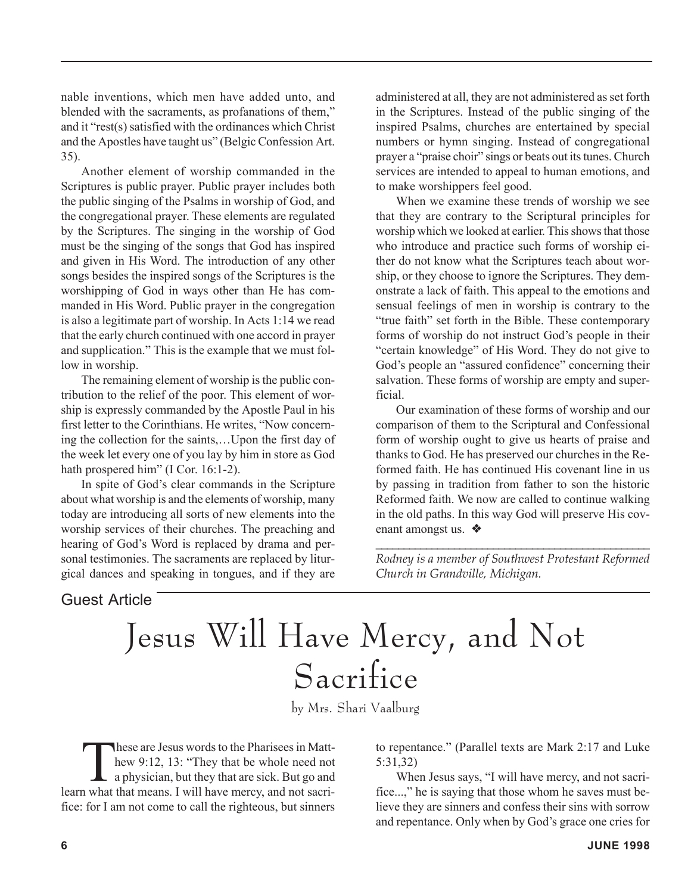nable inventions, which men have added unto, and blended with the sacraments, as profanations of them," and it "rest(s) satisfied with the ordinances which Christ and the Apostles have taught us" (Belgic Confession Art. 35).

Another element of worship commanded in the Scriptures is public prayer. Public prayer includes both the public singing of the Psalms in worship of God, and the congregational prayer. These elements are regulated by the Scriptures. The singing in the worship of God must be the singing of the songs that God has inspired and given in His Word. The introduction of any other songs besides the inspired songs of the Scriptures is the worshipping of God in ways other than He has commanded in His Word. Public prayer in the congregation is also a legitimate part of worship. In Acts 1:14 we read that the early church continued with one accord in prayer and supplication." This is the example that we must follow in worship.

The remaining element of worship is the public contribution to the relief of the poor. This element of worship is expressly commanded by the Apostle Paul in his first letter to the Corinthians. He writes, "Now concerning the collection for the saints,…Upon the first day of the week let every one of you lay by him in store as God hath prospered him" (I Cor. 16:1-2).

In spite of God's clear commands in the Scripture about what worship is and the elements of worship, many today are introducing all sorts of new elements into the worship services of their churches. The preaching and hearing of God's Word is replaced by drama and personal testimonies. The sacraments are replaced by liturgical dances and speaking in tongues, and if they are administered at all, they are not administered as set forth in the Scriptures. Instead of the public singing of the inspired Psalms, churches are entertained by special numbers or hymn singing. Instead of congregational prayer a "praise choir" sings or beats out its tunes. Church services are intended to appeal to human emotions, and to make worshippers feel good.

When we examine these trends of worship we see that they are contrary to the Scriptural principles for worship which we looked at earlier. This shows that those who introduce and practice such forms of worship either do not know what the Scriptures teach about worship, or they choose to ignore the Scriptures. They demonstrate a lack of faith. This appeal to the emotions and sensual feelings of men in worship is contrary to the "true faith" set forth in the Bible. These contemporary forms of worship do not instruct God's people in their "certain knowledge" of His Word. They do not give to God's people an "assured confidence" concerning their salvation. These forms of worship are empty and superficial.

Our examination of these forms of worship and our comparison of them to the Scriptural and Confessional form of worship ought to give us hearts of praise and thanks to God. He has preserved our churches in the Reformed faith. He has continued His covenant line in us by passing in tradition from father to son the historic Reformed faith. We now are called to continue walking in the old paths. In this way God will preserve His covenant amongst us. ❖

---

*Rodney is a member of Southwest Protestant Reformed Church in Grandville, Michigan.*

Guest Article

# Jesus Will Have Mercy, and Not Sacrifice

by Mrs. Shari Vaalburg

These are Jesus words to the Pharisees in Matthew 9:12, 13: "They that be whole need not a physician, but they that are sick. But go and learn what that means. I will have mercy, and not sacrifice: for I am not come to call the righteous, but sinners to repentance." (Parallel texts are Mark 2:17 and Luke 5:31,32)

When Jesus says, "I will have mercy, and not sacrifice...," he is saying that those whom he saves must believe they are sinners and confess their sins with sorrow and repentance. Only when by God's grace one cries for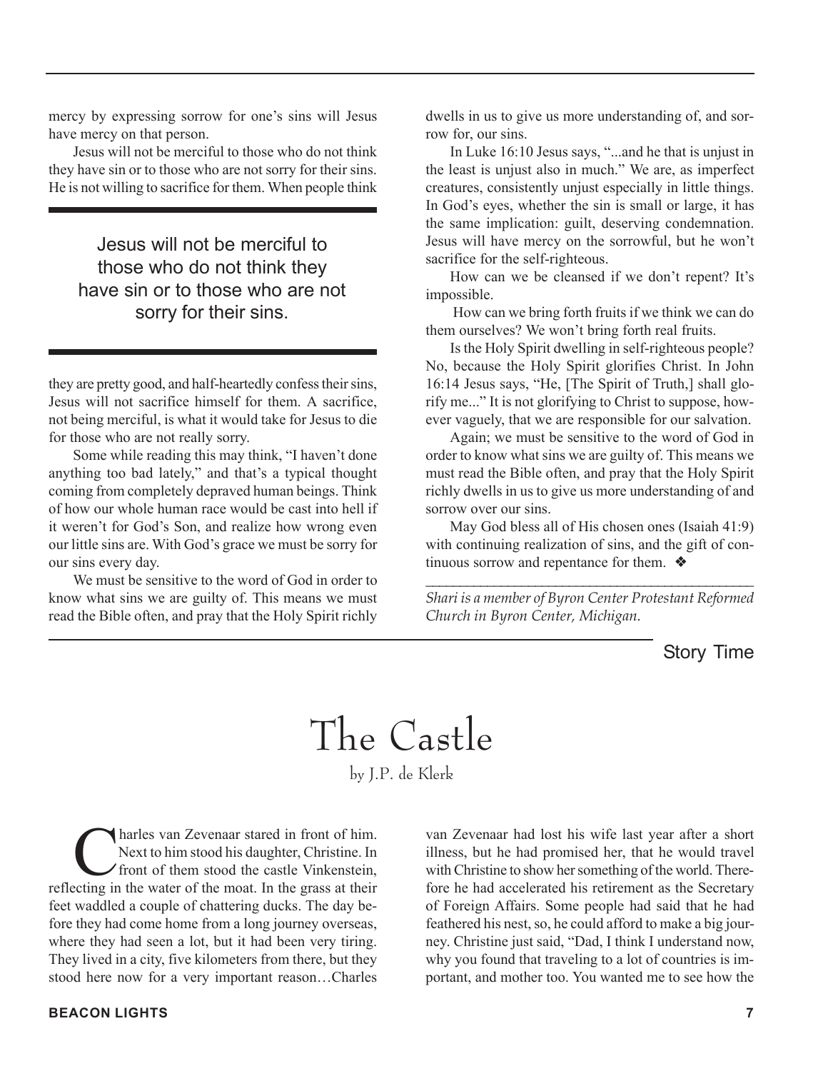mercy by expressing sorrow for one's sins will Jesus have mercy on that person.

Jesus will not be merciful to those who do not think they have sin or to those who are not sorry for their sins. He is not willing to sacrifice for them. When people think they are pretty good, and half-heartedly confess their sins, Jesus will not sacrifice himself for them. A sacrifice, not being merciful, is what it would take for Jesus to die for those who are not really sorry.

> Jesus will not be merciful to those who do not think they have sin or to those who are not sorry for their sins.

Some while reading this may think, "I haven't done anything too bad lately," and that's a typical thought coming from completely depraved human beings. Think of how our whole human race would be cast into hell if it weren't for God's Son, and realize how wrong even our little sins are. With God's grace we must be sorry for our sins every day.

We must be sensitive to the word of God in order to know what sins we are guilty of. This means we must read the Bible often, and pray that the Holy Spirit richly dwells in us to give us more understanding of, and sorrow for, our sins.

In Luke 16:10 Jesus says, "...and he that is unjust in the least is unjust also in much." We are, as imperfect creatures, consistently unjust especially in little things. In God's eyes, whether the sin is small or large, it has the same implication: guilt, deserving condemnation. Jesus will have mercy on the sorrowful, but he won't sacrifice for the self-righteous.

How can we be cleansed if we don't repent? It's impossible.

How can we bring forth fruits if we think we can do them ourselves? We won't bring forth real fruits.

Is the Holy Spirit dwelling in self-righteous people? No, because the Holy Spirit glorifies Christ. In John 16:14 Jesus says, "He, [The Spirit of Truth,] shall glorify me..." It is not glorifying to Christ to suppose, however vaguely, that we are responsible for our salvation.

Again; we must be sensitive to the word of God in order to know what sins we are guilty of. This means we must read the Bible often, and pray that the Holy Spirit richly dwells in us to give us more understanding of and sorrow over our sins.

May God bless all of His chosen ones (Isaiah 41:9) with continuing realization of sins, and the gift of continuous sorrow and repentance for them. ❖

---

*Shari is a member of Byron Center Protestant Reformed Church in Byron Center, Michigan.*

---

Story Time

# The Castle

by J.P. de Klerk

Charles van Zevenaar stared in front of him. Next to him stood his daughter, Christine. In front of them stood the castle Vinkenstein, reflecting in the water of the moat. In the grass at their feet waddled a couple of chattering ducks. The day before they had come home from a long journey overseas, where they had seen a lot, but it had been very tiring. They lived in a city, five kilometers from there, but they stood here now for a very important reason…Charles van Zevenaar had lost his wife last year after a short illness, but he had promised her, that he would travel with Christine to show her something of the world. Therefore he had accelerated his retirement as the Secretary of Foreign Affairs. Some people had said that he had feathered his nest, so, he could afford to make a big journey. Christine just said, "Dad, I think I understand now, why you found that traveling to a lot of countries is important, and mother too. You wanted me to see how the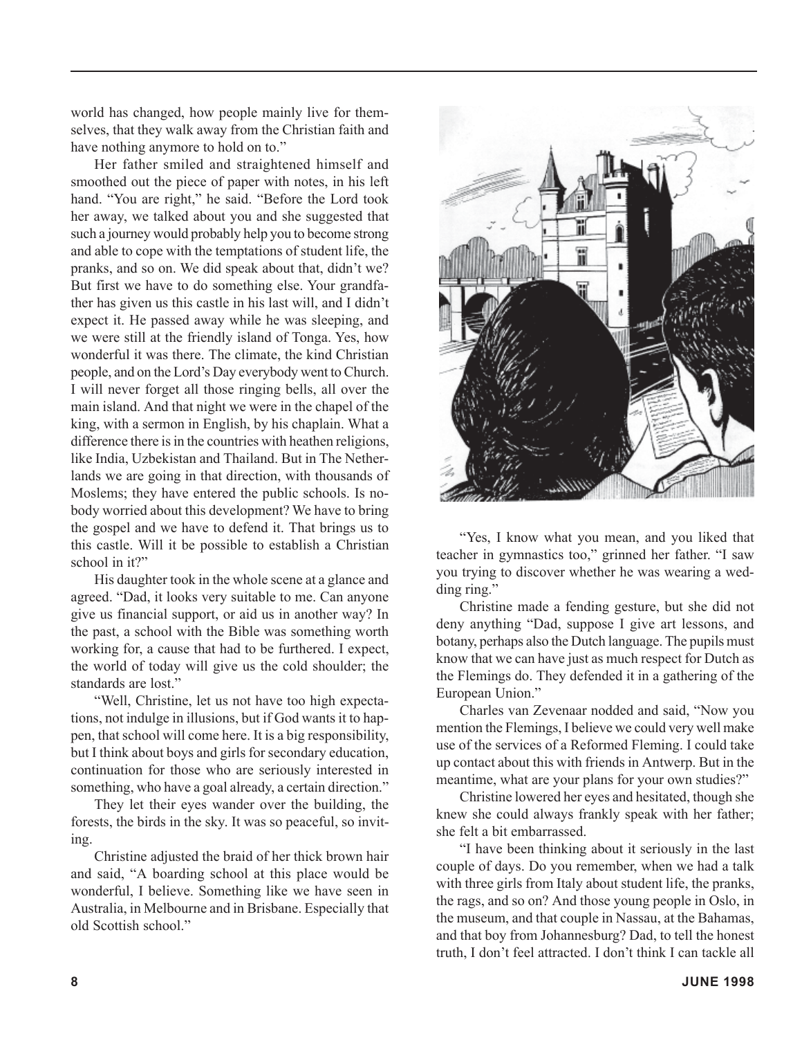world has changed, how people mainly live for themselves, that they walk away from the Christian faith and have nothing anymore to hold on to."

Her father smiled and straightened himself and smoothed out the piece of paper with notes, in his left hand. "You are right," he said. "Before the Lord took her away, we talked about you and she suggested that such a journey would probably help you to become strong and able to cope with the temptations of student life, the pranks, and so on. We did speak about that, didn't we? But first we have to do something else. Your grandfather has given us this castle in his last will, and I didn't expect it. He passed away while he was sleeping, and we were still at the friendly island of Tonga. Yes, how wonderful it was there. The climate, the kind Christian people, and on the Lord's Day everybody went to Church. I will never forget all those ringing bells, all over the main island. And that night we were in the chapel of the king, with a sermon in English, by his chaplain. What a difference there is in the countries with heathen religions, like India, Uzbekistan and Thailand. But in The Netherlands we are going in that direction, with thousands of Moslems; they have entered the public schools. Is nobody worried about this development? We have to bring the gospel and we have to defend it. That brings us to this castle. Will it be possible to establish a Christian school in it?"

His daughter took in the whole scene at a glance and agreed. "Dad, it looks very suitable to me. Can anyone give us financial support, or aid us in another way? In the past, a school with the Bible was something worth working for, a cause that had to be furthered. I expect, the world of today will give us the cold shoulder; the standards are lost."

"Well, Christine, let us not have too high expectations, not indulge in illusions, but if God wants it to happen, that school will come here. It is a big responsibility, but I think about boys and girls for secondary education, continuation for those who are seriously interested in something, who have a goal already, a certain direction."

They let their eyes wander over the building, the forests, the birds in the sky. It was so peaceful, so inviting.

Christine adjusted the braid of her thick brown hair and said, "A boarding school at this place would be wonderful, I believe. Something like we have seen in Australia, in Melbourne and in Brisbane. Especially that old Scottish school."

"Yes, I know what you mean, and you liked that teacher in gymnastics too," grinned her father. "I saw you trying to discover whether he was wearing a wedding ring."

Christine made a fending gesture, but she did not deny anything "Dad, suppose I give art lessons, and botany, perhaps also the Dutch language. The pupils must know that we can have just as much respect for Dutch as the Flemings do. They defended it in a gathering of the European Union."

Charles van Zevenaar nodded and said, "Now you mention the Flemings, I believe we could very well make use of the services of a Reformed Fleming. I could take up contact about this with friends in Antwerp. But in the meantime, what are your plans for your own studies?"

Christine lowered her eyes and hesitated, though she knew she could always frankly speak with her father; she felt a bit embarrassed.

"I have been thinking about it seriously in the last couple of days. Do you remember, when we had a talk with three girls from Italy about student life, the pranks, the rags, and so on? And those young people in Oslo, in the museum, and that couple in Nassau, at the Bahamas, and that boy from Johannesburg? Dad, to tell the honest truth, I don't feel attracted. I don't think I can tackle all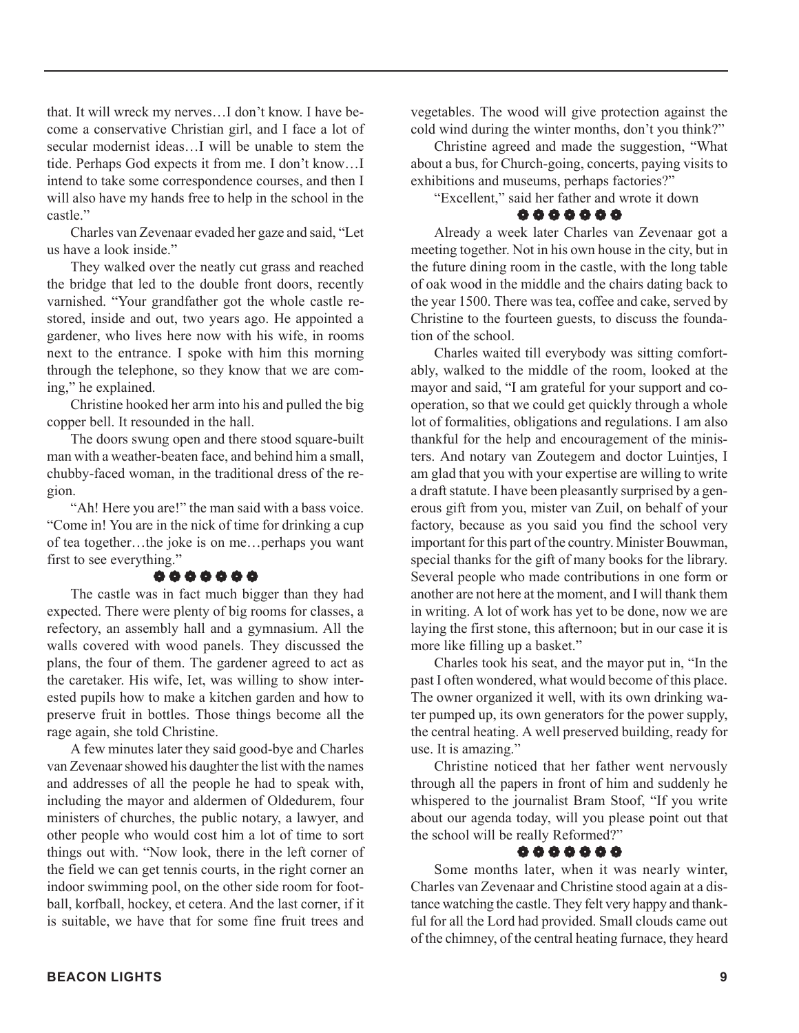that. It will wreck my nerves…I don't know. I have become a conservative Christian girl, and I face a lot of secular modernist ideas…I will be unable to stem the tide. Perhaps God expects it from me. I don't know…I intend to take some correspondence courses, and then I will also have my hands free to help in the school in the castle."

Charles van Zevenaar evaded her gaze and said, "Let us have a look inside."

They walked over the neatly cut grass and reached the bridge that led to the double front doors, recently varnished. "Your grandfather got the whole castle restored, inside and out, two years ago. He appointed a gardener, who lives here now with his wife, in rooms next to the entrance. I spoke with him this morning through the telephone, so they know that we are coming," he explained.

Christine hooked her arm into his and pulled the big copper bell. It resounded in the hall.

The doors swung open and there stood square-built man with a weather-beaten face, and behind him a small, chubby-faced woman, in the traditional dress of the region.

"Ah! Here you are!" the man said with a bass voice. "Come in! You are in the nick of time for drinking a cup of tea together…the joke is on me…perhaps you want first to see everything."

❁ ❁ ❁ ❁ ❁ ❁ ❁

The castle was in fact much bigger than they had expected. There were plenty of big rooms for classes, a refectory, an assembly hall and a gymnasium. All the walls covered with wood panels. They discussed the plans, the four of them. The gardener agreed to act as the caretaker. His wife, Iet, was willing to show interested pupils how to make a kitchen garden and how to preserve fruit in bottles. Those things become all the rage again, she told Christine.

A few minutes later they said good-bye and Charles van Zevenaar showed his daughter the list with the names and addresses of all the people he had to speak with, including the mayor and aldermen of Oldedurem, four ministers of churches, the public notary, a lawyer, and other people who would cost him a lot of time to sort things out with. "Now look, there in the left corner of the field we can get tennis courts, in the right corner an indoor swimming pool, on the other side room for football, korfball, hockey, et cetera. And the last corner, if it is suitable, we have that for some fine fruit trees and vegetables. The wood will give protection against the cold wind during the winter months, don't you think?"

Christine agreed and made the suggestion, "What about a bus, for Church-going, concerts, paying visits to exhibitions and museums, perhaps factories?"

"Excellent," said her father and wrote it down

❁ ❁ ❁ ❁ ❁ ❁ ❁

Already a week later Charles van Zevenaar got a meeting together. Not in his own house in the city, but in the future dining room in the castle, with the long table of oak wood in the middle and the chairs dating back to the year 1500. There was tea, coffee and cake, served by Christine to the fourteen guests, to discuss the foundation of the school.

Charles waited till everybody was sitting comfortably, walked to the middle of the room, looked at the mayor and said, "I am grateful for your support and cooperation, so that we could get quickly through a whole lot of formalities, obligations and regulations. I am also thankful for the help and encouragement of the ministers. And notary van Zoutegem and doctor Luintjes, I am glad that you with your expertise are willing to write a draft statute. I have been pleasantly surprised by a generous gift from you, mister van Zuil, on behalf of your factory, because as you said you find the school very important for this part of the country. Minister Bouwman, special thanks for the gift of many books for the library. Several people who made contributions in one form or another are not here at the moment, and I will thank them in writing. A lot of work has yet to be done, now we are laying the first stone, this afternoon; but in our case it is more like filling up a basket."

Charles took his seat, and the mayor put in, "In the past I often wondered, what would become of this place. The owner organized it well, with its own drinking water pumped up, its own generators for the power supply, the central heating. A well preserved building, ready for use. It is amazing."

Christine noticed that her father went nervously through all the papers in front of him and suddenly he whispered to the journalist Bram Stoof, "If you write about our agenda today, will you please point out that the school will be really Reformed?"

❁ ❁ ❁ ❁ ❁ ❁ ❁

Some months later, when it was nearly winter, Charles van Zevenaar and Christine stood again at a distance watching the castle. They felt very happy and thankful for all the Lord had provided. Small clouds came out of the chimney, of the central heating furnace, they heard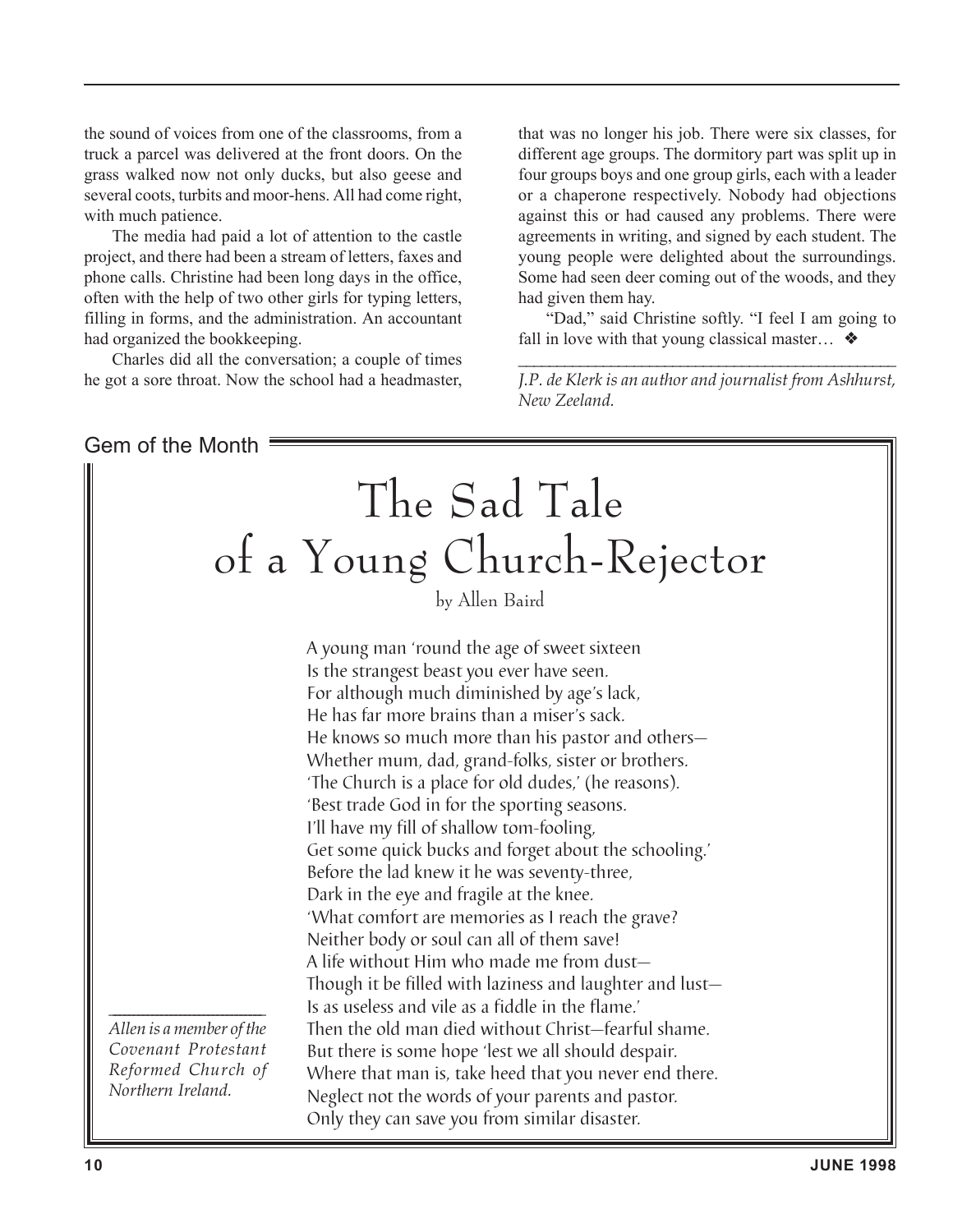the sound of voices from one of the classrooms, from a truck a parcel was delivered at the front doors. On the grass walked now not only ducks, but also geese and several coots, turbits and moor-hens. All had come right, with much patience.

The media had paid a lot of attention to the castle project, and there had been a stream of letters, faxes and phone calls. Christine had been long days in the office, often with the help of two other girls for typing letters, filling in forms, and the administration. An accountant had organized the bookkeeping.

Charles did all the conversation; a couple of times he got a sore throat. Now the school had a headmaster, that was no longer his job. There were six classes, for different age groups. The dormitory part was split up in four groups boys and one group girls, each with a leader or a chaperone respectively. Nobody had objections against this or had caused any problems. There were agreements in writing, and signed by each student. The young people were delighted about the surroundings. Some had seen deer coming out of the woods, and they had given them hay.

"Dad," said Christine softly. "I feel I am going to fall in love with that young classical master… ❖

---

*J.P. de Klerk is an author and journalist from Ashhurst, New Zeeland.*

Gem of the Month

# The Sad Tale of a Young Church-Rejector

by Allen Baird

A young man 'round the age of sweet sixteen  
Is the strangest beast you ever have seen.  
For although much diminished by age's lack,  
He has far more brains than a miser's sack.  
He knows so much more than his pastor and others—  
Whether mum, dad, grand-folks, sister or brothers.  
'The Church is a place for old dudes,' (he reasons).  
'Best trade God in for the sporting seasons.  
I'll have my fill of shallow tom-fooling,  
Get some quick bucks and forget about the schooling.'  
Before the lad knew it he was seventy-three,  
Dark in the eye and fragile at the knee.  
'What comfort are memories as I reach the grave?  
Neither body or soul can all of them save!  
A life without Him who made me from dust—  
Though it be filled with laziness and laughter and lust—  
Is as useless and vile as a fiddle in the flame.'  
Then the old man died without Christ—fearful shame.  
But there is some hope 'lest we all should despair.  
Where that man is, take heed that you never end there.  
Neglect not the words of your parents and pastor.  
Only they can save you from similar disaster.

---

*Allen is a member of the Covenant Protestant Reformed Church of Northern Ireland.*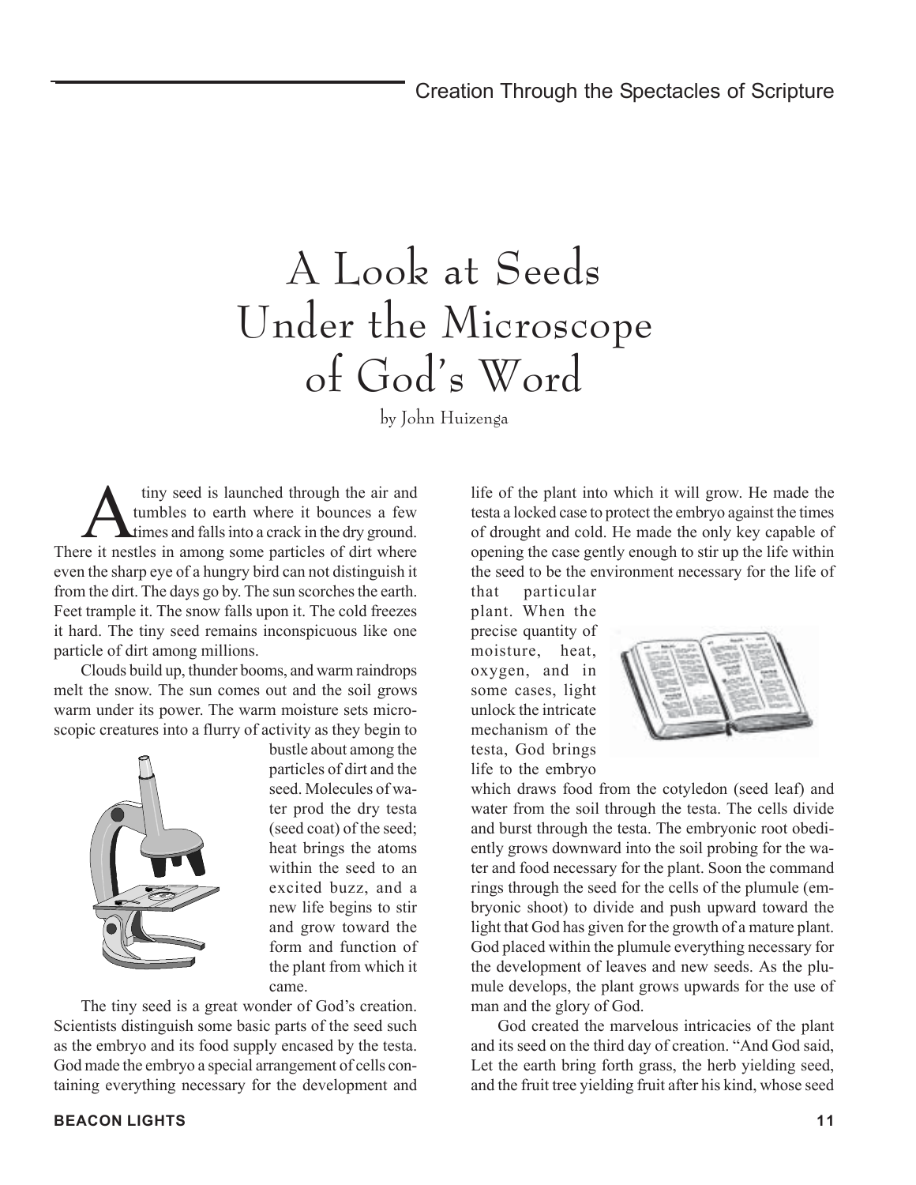# A Look at Seeds Under the Microscope of God's Word

by John Huizenga

A tiny seed is launched through the air and tumbles to earth where it bounces a few times and falls into a crack in the dry ground. There it nestles in among some particles of dirt where even the sharp eye of a hungry bird can not distinguish it from the dirt. The days go by. The sun scorches the earth. Feet trample it. The snow falls upon it. The cold freezes it hard. The tiny seed remains inconspicuous like one particle of dirt among millions.

Clouds build up, thunder booms, and warm raindrops melt the snow. The sun comes out and the soil grows warm under its power. The warm moisture sets microscopic creatures into a flurry of activity as they begin to bustle about among the particles of dirt and the seed. Molecules of water prod the dry testa (seed coat) of the seed; heat brings the atoms within the seed to an excited buzz, and a new life begins to stir and grow toward the form and function of the plant from which it came.

The tiny seed is a great wonder of God's creation. Scientists distinguish some basic parts of the seed such as the embryo and its food supply encased by the testa. God made the embryo a special arrangement of cells containing everything necessary for the development and life of the plant into which it will grow. He made the testa a locked case to protect the embryo against the times of drought and cold. He made the only key capable of opening the case gently enough to stir up the life within the seed to be the environment necessary for the life of that particular plant. When the precise quantity of moisture, heat, oxygen, and in some cases, light unlock the intricate mechanism of the testa, God brings life to the embryo which draws food from the cotyledon (seed leaf) and water from the soil through the testa. The cells divide and burst through the testa. The embryonic root obediently grows downward into the soil probing for the water and food necessary for the plant. Soon the command rings through the seed for the cells of the plumule (embryonic shoot) to divide and push upward toward the light that God has given for the growth of a mature plant. God placed within the plumule everything necessary for the development of leaves and new seeds. As the plumule develops, the plant grows upwards for the use of man and the glory of God.

God created the marvelous intricacies of the plant and its seed on the third day of creation. "And God said, Let the earth bring forth grass, the herb yielding seed, and the fruit tree yielding fruit after his kind, whose seed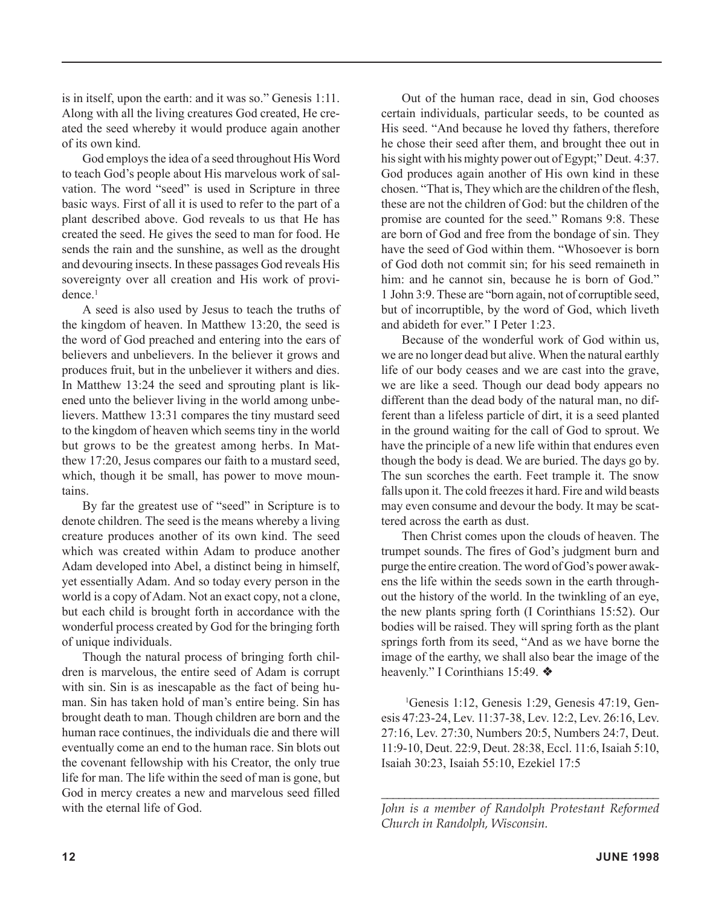is in itself, upon the earth: and it was so." Genesis 1:11. Along with all the living creatures God created, He created the seed whereby it would produce again another of its own kind.

God employs the idea of a seed throughout His Word to teach God's people about His marvelous work of salvation. The word "seed" is used in Scripture in three basic ways. First of all it is used to refer to the part of a plant described above. God reveals to us that He has created the seed. He gives the seed to man for food. He sends the rain and the sunshine, as well as the drought and devouring insects. In these passages God reveals His sovereignty over all creation and His work of providence.[1]

A seed is also used by Jesus to teach the truths of the kingdom of heaven. In Matthew 13:20, the seed is the word of God preached and entering into the ears of believers and unbelievers. In the believer it grows and produces fruit, but in the unbeliever it withers and dies. In Matthew 13:24 the seed and sprouting plant is likened unto the believer living in the world among unbelievers. Matthew 13:31 compares the tiny mustard seed to the kingdom of heaven which seems tiny in the world but grows to be the greatest among herbs. In Matthew 17:20, Jesus compares our faith to a mustard seed, which, though it be small, has power to move mountains.

By far the greatest use of "seed" in Scripture is to denote children. The seed is the means whereby a living creature produces another of its own kind. The seed which was created within Adam to produce another Adam developed into Abel, a distinct being in himself, yet essentially Adam. And so today every person in the world is a copy of Adam. Not an exact copy, not a clone, but each child is brought forth in accordance with the wonderful process created by God for the bringing forth of unique individuals.

Though the natural process of bringing forth children is marvelous, the entire seed of Adam is corrupt with sin. Sin is as inescapable as the fact of being human. Sin has taken hold of man's entire being. Sin has brought death to man. Though children are born and the human race continues, the individuals die and there will eventually come an end to the human race. Sin blots out the covenant fellowship with his Creator, the only true life for man. The life within the seed of man is gone, but God in mercy creates a new and marvelous seed filled with the eternal life of God.

Out of the human race, dead in sin, God chooses certain individuals, particular seeds, to be counted as His seed. "And because he loved thy fathers, therefore he chose their seed after them, and brought thee out in his sight with his mighty power out of Egypt;" Deut. 4:37. God produces again another of His own kind in these chosen. "That is, They which are the children of the flesh, these are not the children of God: but the children of the promise are counted for the seed." Romans 9:8. These are born of God and free from the bondage of sin. They have the seed of God within them. "Whosoever is born of God doth not commit sin; for his seed remaineth in him: and he cannot sin, because he is born of God." 1 John 3:9. These are "born again, not of corruptible seed, but of incorruptible, by the word of God, which liveth and abideth for ever." I Peter 1:23.

Because of the wonderful work of God within us, we are no longer dead but alive. When the natural earthly life of our body ceases and we are cast into the grave, we are like a seed. Though our dead body appears no different than the dead body of the natural man, no different than a lifeless particle of dirt, it is a seed planted in the ground waiting for the call of God to sprout. We have the principle of a new life within that endures even though the body is dead. We are buried. The days go by. The sun scorches the earth. Feet trample it. The snow falls upon it. The cold freezes it hard. Fire and wild beasts may even consume and devour the body. It may be scattered across the earth as dust.

Then Christ comes upon the clouds of heaven. The trumpet sounds. The fires of God's judgment burn and purge the entire creation. The word of God's power awakens the life within the seeds sown in the earth throughout the history of the world. In the twinkling of an eye, the new plants spring forth (I Corinthians 15:52). Our bodies will be raised. They will spring forth as the plant springs forth from its seed, "And as we have borne the image of the earthy, we shall also bear the image of the heavenly." I Corinthians 15:49. ❖

[1] Genesis 1:12, Genesis 1:29, Genesis 47:19, Genesis 47:23-24, Lev. 11:37-38, Lev. 12:2, Lev. 26:16, Lev. 27:16, Lev. 27:30, Numbers 20:5, Numbers 24:7, Deut. 11:9-10, Deut. 22:9, Deut. 28:38, Eccl. 11:6, Isaiah 5:10, Isaiah 30:23, Isaiah 55:10, Ezekiel 17:5

---

*John is a member of Randolph Protestant Reformed Church in Randolph, Wisconsin.*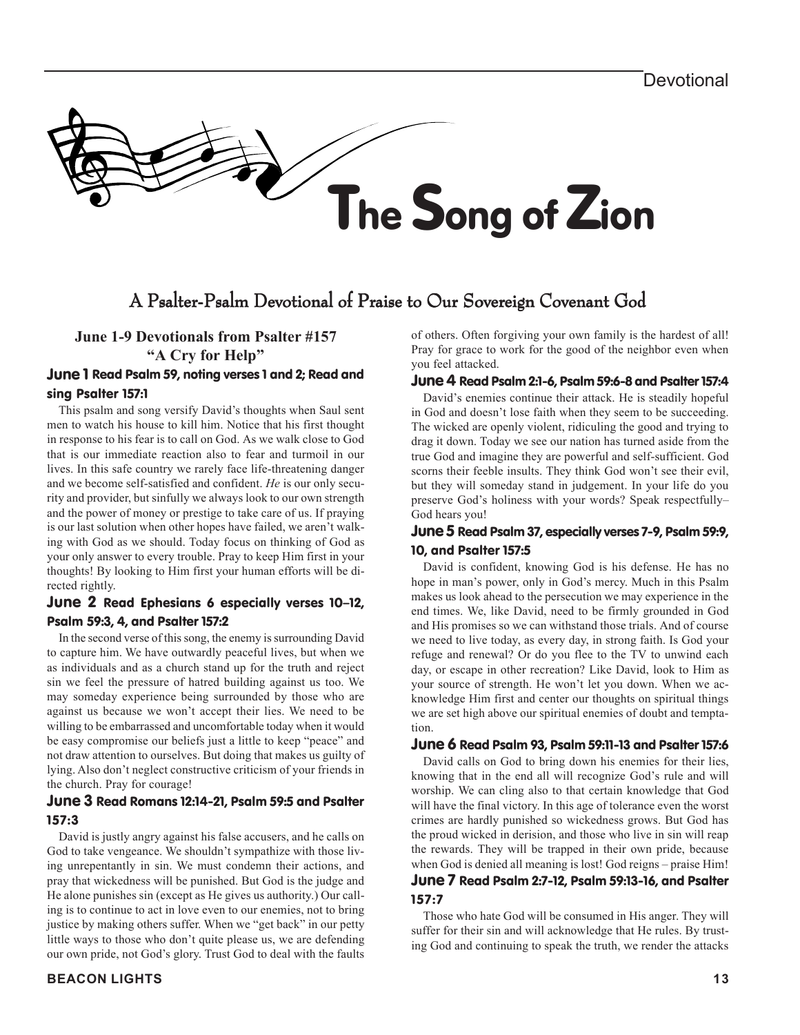# The Song of Zion

## A Psalter-Psalm Devotional of Praise to Our Sovereign Covenant God

### June 1-9 Devotionals from Psalter #157 "A Cry for Help"

**June 1 Read Psalm 59, noting verses 1 and 2; Read and sing Psalter 157:1**

This psalm and song versify David's thoughts when Saul sent men to watch his house to kill him. Notice that his first thought in response to his fear is to call on God. As we walk close to God that is our immediate reaction also to fear and turmoil in our lives. In this safe country we rarely face life-threatening danger and we become self-satisfied and confident. *He* is our only security and provider, but sinfully we always look to our own strength and the power of money or prestige to take care of us. If praying is our last solution when other hopes have failed, we aren't walking with God as we should. Today focus on thinking of God as your only answer to every trouble. Pray to keep Him first in your thoughts! By looking to Him first your human efforts will be directed rightly.

**June 2 Read Ephesians 6 especially verses 10–12, Psalm 59:3, 4, and Psalter 157:2**

In the second verse of this song, the enemy is surrounding David to capture him. We have outwardly peaceful lives, but when we as individuals and as a church stand up for the truth and reject sin we feel the pressure of hatred building against us too. We may someday experience being surrounded by those who are against us because we won't accept their lies. We need to be willing to be embarrassed and uncomfortable today when it would be easy compromise our beliefs just a little to keep "peace" and not draw attention to ourselves. But doing that makes us guilty of lying. Also don't neglect constructive criticism of your friends in the church. Pray for courage!

**June 3 Read Romans 12:14-21, Psalm 59:5 and Psalter 157:3**

David is justly angry against his false accusers, and he calls on God to take vengeance. We shouldn't sympathize with those living unrepentantly in sin. We must condemn their actions, and pray that wickedness will be punished. But God is the judge and He alone punishes sin (except as He gives us authority.) Our calling is to continue to act in love even to our enemies, not to bring justice by making others suffer. When we "get back" in our petty little ways to those who don't quite please us, we are defending our own pride, not God's glory. Trust God to deal with the faults of others. Often forgiving your own family is the hardest of all! Pray for grace to work for the good of the neighbor even when you feel attacked.

**June 4 Read Psalm 2:1-6, Psalm 59:6-8 and Psalter 157:4**

David's enemies continue their attack. He is steadily hopeful in God and doesn't lose faith when they seem to be succeeding. The wicked are openly violent, ridiculing the good and trying to drag it down. Today we see our nation has turned aside from the true God and imagine they are powerful and self-sufficient. God scorns their feeble insults. They think God won't see their evil, but they will someday stand in judgement. In your life do you preserve God's holiness with your words? Speak respectfully–God hears you!

**June 5 Read Psalm 37, especially verses 7-9, Psalm 59:9, 10, and Psalter 157:5**

David is confident, knowing God is his defense. He has no hope in man's power, only in God's mercy. Much in this Psalm makes us look ahead to the persecution we may experience in the end times. We, like David, need to be firmly grounded in God and His promises so we can withstand those trials. And of course we need to live today, as every day, in strong faith. Is God your refuge and renewal? Or do you flee to the TV to unwind each day, or escape in other recreation? Like David, look to Him as your source of strength. He won't let you down. When we acknowledge Him first and center our thoughts on spiritual things we are set high above our spiritual enemies of doubt and temptation.

**June 6 Read Psalm 93, Psalm 59:11-13 and Psalter 157:6**

David calls on God to bring down his enemies for their lies, knowing that in the end all will recognize God's rule and will worship. We can cling also to that certain knowledge that God will have the final victory. In this age of tolerance even the worst crimes are hardly punished so wickedness grows. But God has the proud wicked in derision, and those who live in sin will reap the rewards. They will be trapped in their own pride, because when God is denied all meaning is lost! God reigns – praise Him!

**June 7 Read Psalm 2:7-12, Psalm 59:13-16, and Psalter 157:7**

Those who hate God will be consumed in His anger. They will suffer for their sin and will acknowledge that He rules. By trusting God and continuing to speak the truth, we render the attacks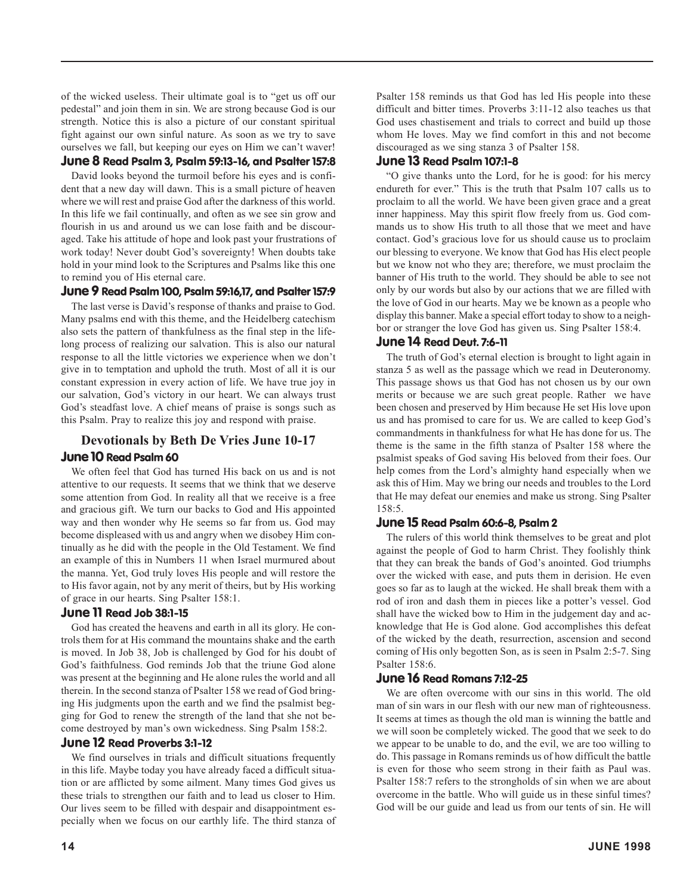of the wicked useless. Their ultimate goal is to "get us off our pedestal" and join them in sin. We are strong because God is our strength. Notice this is also a picture of our constant spiritual fight against our own sinful nature. As soon as we try to save ourselves we fall, but keeping our eyes on Him we can't waver!

### June 8 Read Psalm 3, Psalm 59:13-16, and Psalter 157:8

David looks beyond the turmoil before his eyes and is confident that a new day will dawn. This is a small picture of heaven where we will rest and praise God after the darkness of this world. In this life we fail continually, and often as we see sin grow and flourish in us and around us we can lose faith and be discouraged. Take his attitude of hope and look past your frustrations of work today! Never doubt God's sovereignty! When doubts take hold in your mind look to the Scriptures and Psalms like this one to remind you of His eternal care.

### June 9 Read Psalm 100, Psalm 59:16,17, and Psalter 157:9

The last verse is David's response of thanks and praise to God. Many psalms end with this theme, and the Heidelberg catechism also sets the pattern of thankfulness as the final step in the lifelong process of realizing our salvation. This is also our natural response to all the little victories we experience when we don't give in to temptation and uphold the truth. Most of all it is our constant expression in every action of life. We have true joy in our salvation, God's victory in our heart. We can always trust God's steadfast love. A chief means of praise is songs such as this Psalm. Pray to realize this joy and respond with praise.

## Devotionals by Beth De Vries June 10-17

### June 10 Read Psalm 60

We often feel that God has turned His back on us and is not attentive to our requests. It seems that we think that we deserve some attention from God. In reality all that we receive is a free and gracious gift. We turn our backs to God and His appointed way and then wonder why He seems so far from us. God may become displeased with us and angry when we disobey Him continually as he did with the people in the Old Testament. We find an example of this in Numbers 11 when Israel murmured about the manna. Yet, God truly loves His people and will restore the to His favor again, not by any merit of theirs, but by His working of grace in our hearts. Sing Psalter 158:1.

### June 11 Read Job 38:1-15

God has created the heavens and earth in all its glory. He controls them for at His command the mountains shake and the earth is moved. In Job 38, Job is challenged by God for his doubt of God's faithfulness. God reminds Job that the triune God alone was present at the beginning and He alone rules the world and all therein. In the second stanza of Psalter 158 we read of God bringing His judgments upon the earth and we find the psalmist begging for God to renew the strength of the land that she not become destroyed by man's own wickedness. Sing Psalm 158:2.

### June 12 Read Proverbs 3:1-12

We find ourselves in trials and difficult situations frequently in this life. Maybe today you have already faced a difficult situation or are afflicted by some ailment. Many times God gives us these trials to strengthen our faith and to lead us closer to Him. Our lives seem to be filled with despair and disappointment especially when we focus on our earthly life. The third stanza of Psalter 158 reminds us that God has led His people into these difficult and bitter times. Proverbs 3:11-12 also teaches us that God uses chastisement and trials to correct and build up those whom He loves. May we find comfort in this and not become discouraged as we sing stanza 3 of Psalter 158.

### June 13 Read Psalm 107:1-8

"O give thanks unto the Lord, for he is good: for his mercy endureth for ever." This is the truth that Psalm 107 calls us to proclaim to all the world. We have been given grace and a great inner happiness. May this spirit flow freely from us. God commands us to show His truth to all those that we meet and have contact. God's gracious love for us should cause us to proclaim our blessing to everyone. We know that God has His elect people but we know not who they are; therefore, we must proclaim the banner of His truth to the world. They should be able to see not only by our words but also by our actions that we are filled with the love of God in our hearts. May we be known as a people who display this banner. Make a special effort today to show to a neighbor or stranger the love God has given us. Sing Psalter 158:4.

### June 14 Read Deut. 7:6-11

The truth of God's eternal election is brought to light again in stanza 5 as well as the passage which we read in Deuteronomy. This passage shows us that God has not chosen us by our own merits or because we are such great people. Rather we have been chosen and preserved by Him because He set His love upon us and has promised to care for us. We are called to keep God's commandments in thankfulness for what He has done for us. The theme is the same in the fifth stanza of Psalter 158 where the psalmist speaks of God saving His beloved from their foes. Our help comes from the Lord's almighty hand especially when we ask this of Him. May we bring our needs and troubles to the Lord that He may defeat our enemies and make us strong. Sing Psalter 158:5.

### June 15 Read Psalm 60:6-8, Psalm 2

The rulers of this world think themselves to be great and plot against the people of God to harm Christ. They foolishly think that they can break the bands of God's anointed. God triumphs over the wicked with ease, and puts them in derision. He even goes so far as to laugh at the wicked. He shall break them with a rod of iron and dash them in pieces like a potter's vessel. God shall have the wicked bow to Him in the judgement day and acknowledge that He is God alone. God accomplishes this defeat of the wicked by the death, resurrection, ascension and second coming of His only begotten Son, as is seen in Psalm 2:5-7. Sing Psalter 158:6.

### June 16 Read Romans 7:12-25

We are often overcome with our sins in this world. The old man of sin wars in our flesh with our new man of righteousness. It seems at times as though the old man is winning the battle and we will soon be completely wicked. The good that we seek to do we appear to be unable to do, and the evil, we are too willing to do. This passage in Romans reminds us of how difficult the battle is even for those who seem strong in their faith as Paul was. Psalter 158:7 refers to the strongholds of sin when we are about overcome in the battle. Who will guide us in these sinful times? God will be our guide and lead us from our tents of sin. He will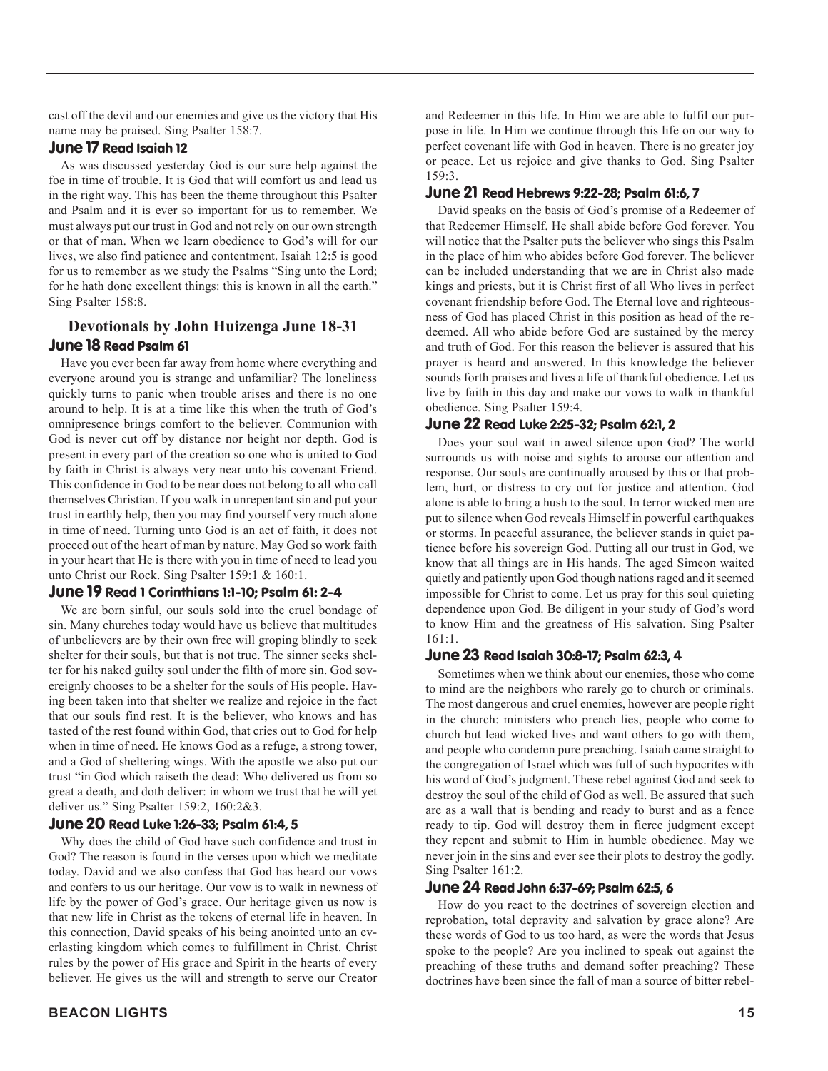cast off the devil and our enemies and give us the victory that His name may be praised. Sing Psalter 158:7.

### June 17 Read Isaiah 12

As was discussed yesterday God is our sure help against the foe in time of trouble. It is God that will comfort us and lead us in the right way. This has been the theme throughout this Psalter and Psalm and it is ever so important for us to remember. We must always put our trust in God and not rely on our own strength or that of man. When we learn obedience to God's will for our lives, we also find patience and contentment. Isaiah 12:5 is good for us to remember as we study the Psalms "Sing unto the Lord; for he hath done excellent things: this is known in all the earth." Sing Psalter 158:8.

## Devotionals by John Huizenga June 18-31

### June 18 Read Psalm 61

Have you ever been far away from home where everything and everyone around you is strange and unfamiliar? The loneliness quickly turns to panic when trouble arises and there is no one around to help. It is at a time like this when the truth of God's omnipresence brings comfort to the believer. Communion with God is never cut off by distance nor height nor depth. God is present in every part of the creation so one who is united to God by faith in Christ is always very near unto his covenant Friend. This confidence in God to be near does not belong to all who call themselves Christian. If you walk in unrepentant sin and put your trust in earthly help, then you may find yourself very much alone in time of need. Turning unto God is an act of faith, it does not proceed out of the heart of man by nature. May God so work faith in your heart that He is there with you in time of need to lead you unto Christ our Rock. Sing Psalter 159:1 & 160:1.

### June 19 Read 1 Corinthians 1:1-10; Psalm 61: 2-4

We are born sinful, our souls sold into the cruel bondage of sin. Many churches today would have us believe that multitudes of unbelievers are by their own free will groping blindly to seek shelter for their souls, but that is not true. The sinner seeks shelter for his naked guilty soul under the filth of more sin. God sovereignly chooses to be a shelter for the souls of His people. Having been taken into that shelter we realize and rejoice in the fact that our souls find rest. It is the believer, who knows and has tasted of the rest found within God, that cries out to God for help when in time of need. He knows God as a refuge, a strong tower, and a God of sheltering wings. With the apostle we also put our trust "in God which raiseth the dead: Who delivered us from so great a death, and doth deliver: in whom we trust that he will yet deliver us." Sing Psalter 159:2, 160:2&3.

### June 20 Read Luke 1:26-33; Psalm 61:4, 5

Why does the child of God have such confidence and trust in God? The reason is found in the verses upon which we meditate today. David and we also confess that God has heard our vows and confers to us our heritage. Our vow is to walk in newness of life by the power of God's grace. Our heritage given us now is that new life in Christ as the tokens of eternal life in heaven. In this connection, David speaks of his being anointed unto an everlasting kingdom which comes to fulfillment in Christ. Christ rules by the power of His grace and Spirit in the hearts of every believer. He gives us the will and strength to serve our Creator and Redeemer in this life. In Him we are able to fulfil our purpose in life. In Him we continue through this life on our way to perfect covenant life with God in heaven. There is no greater joy or peace. Let us rejoice and give thanks to God. Sing Psalter 159:3.

### June 21 Read Hebrews 9:22-28; Psalm 61:6, 7

David speaks on the basis of God's promise of a Redeemer of that Redeemer Himself. He shall abide before God forever. You will notice that the Psalter puts the believer who sings this Psalm in the place of him who abides before God forever. The believer can be included understanding that we are in Christ also made kings and priests, but it is Christ first of all Who lives in perfect covenant friendship before God. The Eternal love and righteousness of God has placed Christ in this position as head of the redeemed. All who abide before God are sustained by the mercy and truth of God. For this reason the believer is assured that his prayer is heard and answered. In this knowledge the believer sounds forth praises and lives a life of thankful obedience. Let us live by faith in this day and make our vows to walk in thankful obedience. Sing Psalter 159:4.

### June 22 Read Luke 2:25-32; Psalm 62:1, 2

Does your soul wait in awed silence upon God? The world surrounds us with noise and sights to arouse our attention and response. Our souls are continually aroused by this or that problem, hurt, or distress to cry out for justice and attention. God alone is able to bring a hush to the soul. In terror wicked men are put to silence when God reveals Himself in powerful earthquakes or storms. In peaceful assurance, the believer stands in quiet patience before his sovereign God. Putting all our trust in God, we know that all things are in His hands. The aged Simeon waited quietly and patiently upon God though nations raged and it seemed impossible for Christ to come. Let us pray for this soul quieting dependence upon God. Be diligent in your study of God's word to know Him and the greatness of His salvation. Sing Psalter 161:1.

### June 23 Read Isaiah 30:8-17; Psalm 62:3, 4

Sometimes when we think about our enemies, those who come to mind are the neighbors who rarely go to church or criminals. The most dangerous and cruel enemies, however are people right in the church: ministers who preach lies, people who come to church but lead wicked lives and want others to go with them, and people who condemn pure preaching. Isaiah came straight to the congregation of Israel which was full of such hypocrites with his word of God's judgment. These rebel against God and seek to destroy the soul of the child of God as well. Be assured that such are as a wall that is bending and ready to burst and as a fence ready to tip. God will destroy them in fierce judgment except they repent and submit to Him in humble obedience. May we never join in the sins and ever see their plots to destroy the godly. Sing Psalter 161:2.

### June 24 Read John 6:37-69; Psalm 62:5, 6

How do you react to the doctrines of sovereign election and reprobation, total depravity and salvation by grace alone? Are these words of God to us too hard, as were the words that Jesus spoke to the people? Are you inclined to speak out against the preaching of these truths and demand softer preaching? These doctrines have been since the fall of man a source of bitter rebel-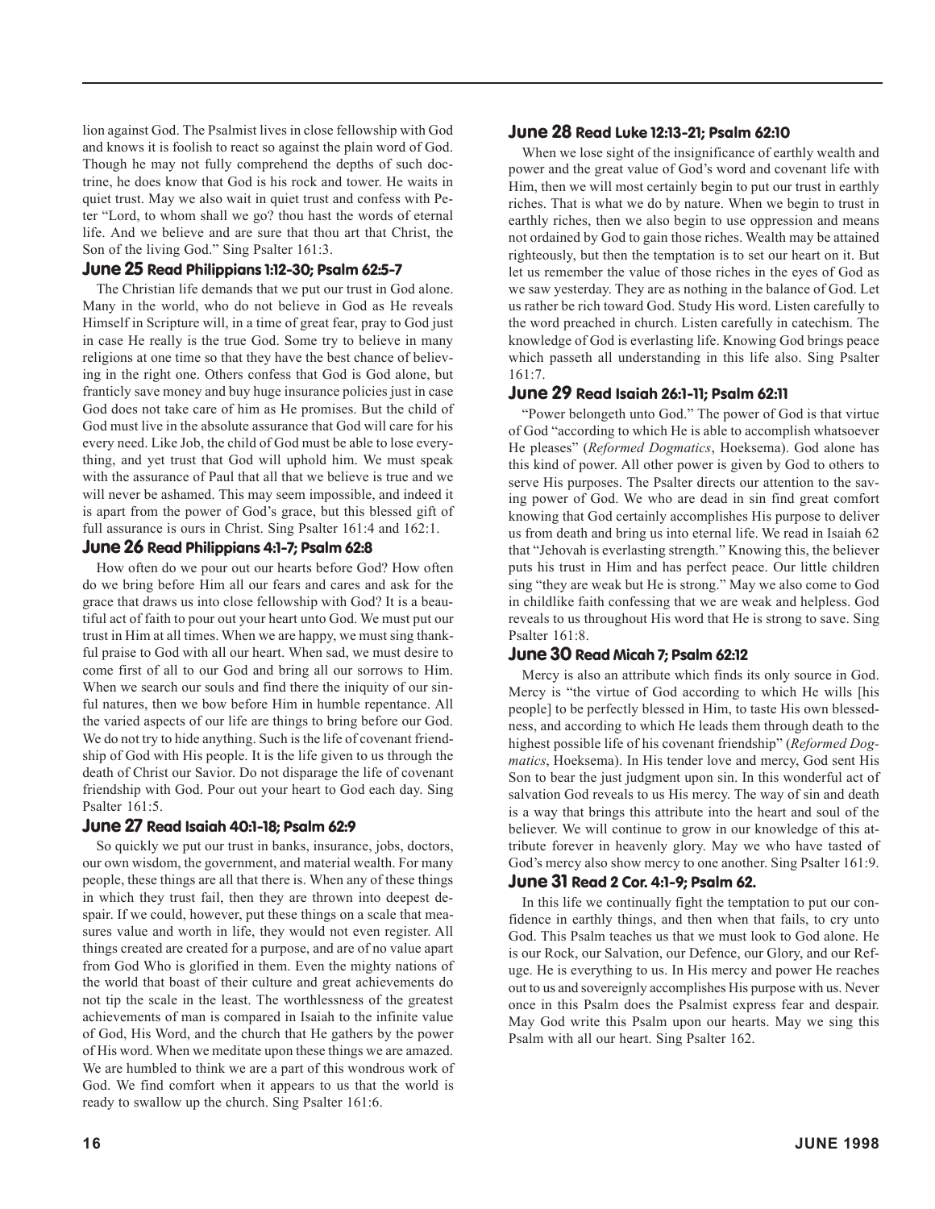lion against God. The Psalmist lives in close fellowship with God and knows it is foolish to react so against the plain word of God. Though he may not fully comprehend the depths of such doctrine, he does know that God is his rock and tower. He waits in quiet trust. May we also wait in quiet trust and confess with Peter "Lord, to whom shall we go? thou hast the words of eternal life. And we believe and are sure that thou art that Christ, the Son of the living God." Sing Psalter 161:3.

### June 25 Read Philippians 1:12-30; Psalm 62:5-7

The Christian life demands that we put our trust in God alone. Many in the world, who do not believe in God as He reveals Himself in Scripture will, in a time of great fear, pray to God just in case He really is the true God. Some try to believe in many religions at one time so that they have the best chance of believing in the right one. Others confess that God is God alone, but franticly save money and buy huge insurance policies just in case God does not take care of him as He promises. But the child of God must live in the absolute assurance that God will care for his every need. Like Job, the child of God must be able to lose everything, and yet trust that God will uphold him. We must speak with the assurance of Paul that all that we believe is true and we will never be ashamed. This may seem impossible, and indeed it is apart from the power of God's grace, but this blessed gift of full assurance is ours in Christ. Sing Psalter 161:4 and 162:1.

### June 26 Read Philippians 4:1-7; Psalm 62:8

How often do we pour out our hearts before God? How often do we bring before Him all our fears and cares and ask for the grace that draws us into close fellowship with God? It is a beautiful act of faith to pour out your heart unto God. We must put our trust in Him at all times. When we are happy, we must sing thankful praise to God with all our heart. When sad, we must desire to come first of all to our God and bring all our sorrows to Him. When we search our souls and find there the iniquity of our sinful natures, then we bow before Him in humble repentance. All the varied aspects of our life are things to bring before our God. We do not try to hide anything. Such is the life of covenant friendship of God with His people. It is the life given to us through the death of Christ our Savior. Do not disparage the life of covenant friendship with God. Pour out your heart to God each day. Sing Psalter 161:5.

### June 27 Read Isaiah 40:1-18; Psalm 62:9

So quickly we put our trust in banks, insurance, jobs, doctors, our own wisdom, the government, and material wealth. For many people, these things are all that there is. When any of these things in which they trust fail, then they are thrown into deepest despair. If we could, however, put these things on a scale that measures value and worth in life, they would not even register. All things created are created for a purpose, and are of no value apart from God Who is glorified in them. Even the mighty nations of the world that boast of their culture and great achievements do not tip the scale in the least. The worthlessness of the greatest achievements of man is compared in Isaiah to the infinite value of God, His Word, and the church that He gathers by the power of His word. When we meditate upon these things we are amazed. We are humbled to think we are a part of this wondrous work of God. We find comfort when it appears to us that the world is ready to swallow up the church. Sing Psalter 161:6.

### June 28 Read Luke 12:13-21; Psalm 62:10

When we lose sight of the insignificance of earthly wealth and power and the great value of God's word and covenant life with Him, then we will most certainly begin to put our trust in earthly riches. That is what we do by nature. When we begin to trust in earthly riches, then we also begin to use oppression and means not ordained by God to gain those riches. Wealth may be attained righteously, but then the temptation is to set our heart on it. But let us remember the value of those riches in the eyes of God as we saw yesterday. They are as nothing in the balance of God. Let us rather be rich toward God. Study His word. Listen carefully to the word preached in church. Listen carefully in catechism. The knowledge of God is everlasting life. Knowing God brings peace which passeth all understanding in this life also. Sing Psalter 161:7.

### June 29 Read Isaiah 26:1-11; Psalm 62:11

"Power belongeth unto God." The power of God is that virtue of God "according to which He is able to accomplish whatsoever He pleases" (*Reformed Dogmatics*, Hoeksema). God alone has this kind of power. All other power is given by God to others to serve His purposes. The Psalter directs our attention to the saving power of God. We who are dead in sin find great comfort knowing that God certainly accomplishes His purpose to deliver us from death and bring us into eternal life. We read in Isaiah 62 that "Jehovah is everlasting strength." Knowing this, the believer puts his trust in Him and has perfect peace. Our little children sing "they are weak but He is strong." May we also come to God in childlike faith confessing that we are weak and helpless. God reveals to us throughout His word that He is strong to save. Sing Psalter 161:8.

### June 30 Read Micah 7; Psalm 62:12

Mercy is also an attribute which finds its only source in God. Mercy is "the virtue of God according to which He wills [his people] to be perfectly blessed in Him, to taste His own blessedness, and according to which He leads them through death to the highest possible life of his covenant friendship" (*Reformed Dogmatics*, Hoeksema). In His tender love and mercy, God sent His Son to bear the just judgment upon sin. In this wonderful act of salvation God reveals to us His mercy. The way of sin and death is a way that brings this attribute into the heart and soul of the believer. We will continue to grow in our knowledge of this attribute forever in heavenly glory. May we who have tasted of God's mercy also show mercy to one another. Sing Psalter 161:9.

### June 31 Read 2 Cor. 4:1-9; Psalm 62.

In this life we continually fight the temptation to put our confidence in earthly things, and then when that fails, to cry unto God. This Psalm teaches us that we must look to God alone. He is our Rock, our Salvation, our Defence, our Glory, and our Refuge. He is everything to us. In His mercy and power He reaches out to us and sovereignly accomplishes His purpose with us. Never once in this Psalm does the Psalmist express fear and despair. May God write this Psalm upon our hearts. May we sing this Psalm with all our heart. Sing Psalter 162.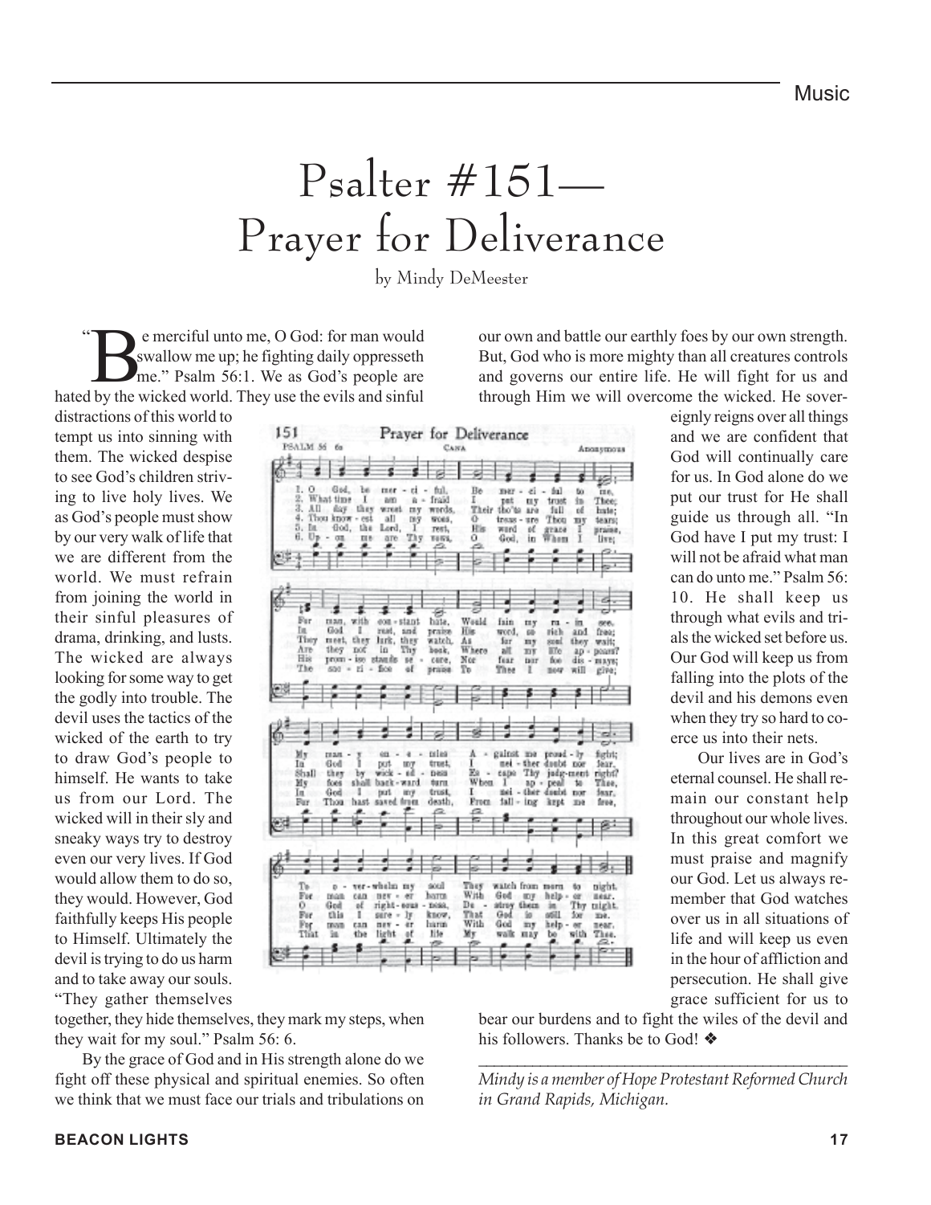# Psalter #151—Prayer for Deliverance

by Mindy DeMeester

"Be merciful unto me, O God: for man would swallow me up; he fighting daily oppresseth me." Psalm 56:1. We as God's people are hated by the wicked world. They use the evils and sinful distractions of this world to tempt us into sinning with them. The wicked despise to see God's children striving to live holy lives. We as God's people must show by our very walk of life that we are different from the world. We must refrain from joining the world in their sinful pleasures of drama, drinking, and lusts. The wicked are always looking for some way to get the godly into trouble. The devil uses the tactics of the wicked of the earth to try to draw God's people to himself. He wants to take us from our Lord. The wicked will in their sly and sneaky ways try to destroy even our very lives. If God would allow them to do so, they would. However, God faithfully keeps His people to Himself. Ultimately the devil is trying to do us harm and to take away our souls. "They gather themselves together, they hide themselves, they mark my steps, when they wait for my soul." Psalm 56: 6.

By the grace of God and in His strength alone do we fight off these physical and spiritual enemies. So often we think that we must face our trials and tribulations on our own and battle our earthly foes by our own strength. But, God who is more mighty than all creatures controls and governs our entire life. He will fight for us and through Him we will overcome the wicked. He sovereignly reigns over all things and we are confident that God will continually care for us. In God alone do we put our trust for He shall guide us through all. "In God have I put my trust: I will not be afraid what man can do unto me." Psalm 56: 10. He shall keep us through what evils and trials the wicked set before us. Our God will keep us from falling into the plots of the devil and his demons even when they try so hard to coerce us into their nets.

Our lives are in God's eternal counsel. He shall remain our constant help throughout our whole lives. In this great comfort we must praise and magnify our God. Let us always remember that God watches over us in all situations of life and will keep us even in the hour of affliction and persecution. He shall give grace sufficient for us to bear our burdens and to fight the wiles of the devil and his followers. Thanks be to God! ❖

---

*Mindy is a member of Hope Protestant Reformed Church in Grand Rapids, Michigan.*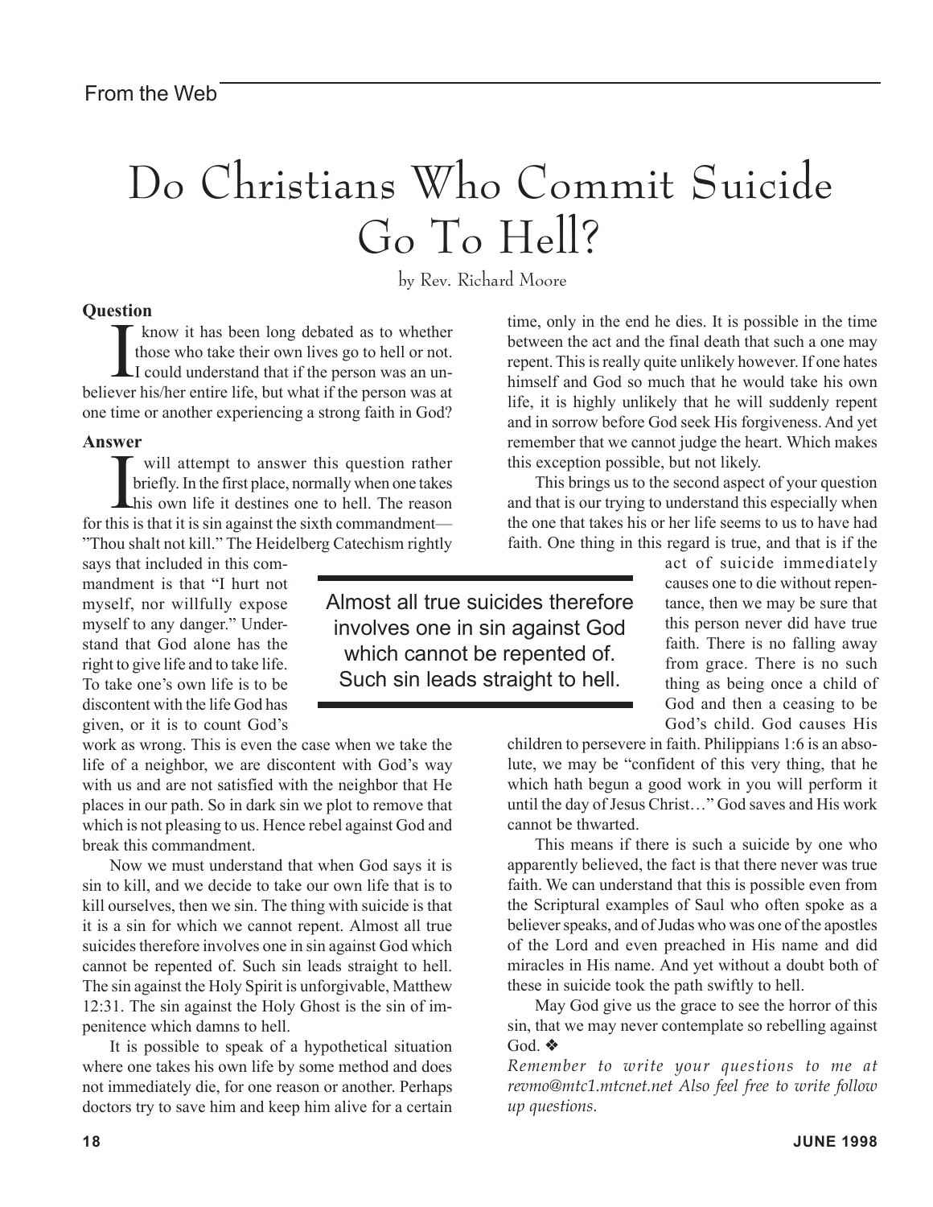From the Web

# Do Christians Who Commit Suicide Go To Hell?

by Rev. Richard Moore

**Question**

I know it has been long debated as to whether those who take their own lives go to hell or not. I could understand that if the person was an unbeliever his/her entire life, but what if the person was at one time or another experiencing a strong faith in God?

**Answer**

I will attempt to answer this question rather briefly. In the first place, normally when one takes his own life it destines one to hell. The reason for this is that it is sin against the sixth commandment—"Thou shalt not kill." The Heidelberg Catechism rightly says that included in this commandment is that "I hurt not myself, nor willfully expose myself to any danger." Understand that God alone has the right to give life and to take life. To take one's own life is to be discontent with the life God has given, or it is to count God's work as wrong. This is even the case when we take the life of a neighbor, we are discontent with God's way with us and are not satisfied with the neighbor that He places in our path. So in dark sin we plot to remove that which is not pleasing to us. Hence rebel against God and break this commandment.

Now we must understand that when God says it is sin to kill, and we decide to take our own life that is to kill ourselves, then we sin. The thing with suicide is that it is a sin for which we cannot repent. Almost all true suicides therefore involves one in sin against God which cannot be repented of. Such sin leads straight to hell. The sin against the Holy Spirit is unforgivable, Matthew 12:31. The sin against the Holy Ghost is the sin of impenitence which damns to hell.

It is possible to speak of a hypothetical situation where one takes his own life by some method and does not immediately die, for one reason or another. Perhaps doctors try to save him and keep him alive for a certain time, only in the end he dies. It is possible in the time between the act and the final death that such a one may repent. This is really quite unlikely however. If one hates himself and God so much that he would take his own life, it is highly unlikely that he will suddenly repent and in sorrow before God seek His forgiveness. And yet remember that we cannot judge the heart. Which makes this exception possible, but not likely.

This brings us to the second aspect of your question and that is our trying to understand this especially when the one that takes his or her life seems to us to have had faith. One thing in this regard is true, and that is if the act of suicide immediately causes one to die without repentance, then we may be sure that this person never did have true faith. There is no falling away from grace. There is no such thing as being once a child of God and then a ceasing to be God's child. God causes His children to persevere in faith. Philippians 1:6 is an absolute, we may be "confident of this very thing, that he which hath begun a good work in you will perform it until the day of Jesus Christ…" God saves and His work cannot be thwarted.

This means if there is such a suicide by one who apparently believed, the fact is that there never was true faith. We can understand that this is possible even from the Scriptural examples of Saul who often spoke as a believer speaks, and of Judas who was one of the apostles of the Lord and even preached in His name and did miracles in His name. And yet without a doubt both of these in suicide took the path swiftly to hell.

May God give us the grace to see the horror of this sin, that we may never contemplate so rebelling against God. ❖

*Remember to write your questions to me at revmo@mtc1.mtcnet.net Also feel free to write follow up questions.*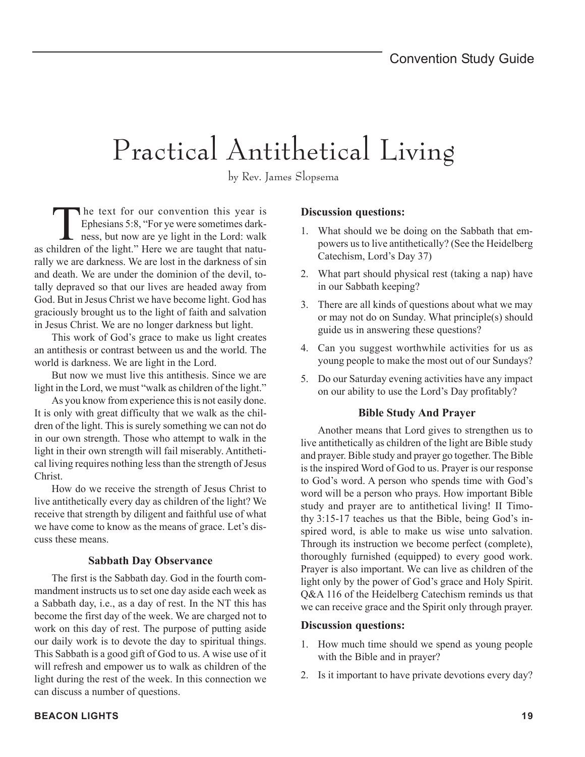# Practical Antithetical Living

by Rev. James Slopsema

The text for our convention this year is Ephesians 5:8, "For ye were sometimes darkness, but now are ye light in the Lord: walk as children of the light." Here we are taught that naturally we are darkness. We are lost in the darkness of sin and death. We are under the dominion of the devil, totally depraved so that our lives are headed away from God. But in Jesus Christ we have become light. God has graciously brought us to the light of faith and salvation in Jesus Christ. We are no longer darkness but light.

This work of God's grace to make us light creates an antithesis or contrast between us and the world. The world is darkness. We are light in the Lord.

But now we must live this antithesis. Since we are light in the Lord, we must "walk as children of the light."

As you know from experience this is not easily done. It is only with great difficulty that we walk as the children of the light. This is surely something we can not do in our own strength. Those who attempt to walk in the light in their own strength will fail miserably. Antithetical living requires nothing less than the strength of Jesus Christ.

How do we receive the strength of Jesus Christ to live antithetically every day as children of the light? We receive that strength by diligent and faithful use of what we have come to know as the means of grace. Let's discuss these means.

### Sabbath Day Observance

The first is the Sabbath day. God in the fourth commandment instructs us to set one day aside each week as a Sabbath day, i.e., as a day of rest. In the NT this has become the first day of the week. We are charged not to work on this day of rest. The purpose of putting aside our daily work is to devote the day to spiritual things. This Sabbath is a good gift of God to us. A wise use of it will refresh and empower us to walk as children of the light during the rest of the week. In this connection we can discuss a number of questions.

**Discussion questions:**

1. What should we be doing on the Sabbath that empowers us to live antithetically? (See the Heidelberg Catechism, Lord's Day 37)
2. What part should physical rest (taking a nap) have in our Sabbath keeping?
3. There are all kinds of questions about what we may or may not do on Sunday. What principle(s) should guide us in answering these questions?
4. Can you suggest worthwhile activities for us as young people to make the most out of our Sundays?
5. Do our Saturday evening activities have any impact on our ability to use the Lord's Day profitably?

### Bible Study And Prayer

Another means that Lord gives to strengthen us to live antithetically as children of the light are Bible study and prayer. Bible study and prayer go together. The Bible is the inspired Word of God to us. Prayer is our response to God's word. A person who spends time with God's word will be a person who prays. How important Bible study and prayer are to antithetical living! II Timothy 3:15-17 teaches us that the Bible, being God's inspired word, is able to make us wise unto salvation. Through its instruction we become perfect (complete), thoroughly furnished (equipped) to every good work. Prayer is also important. We can live as children of the light only by the power of God's grace and Holy Spirit. Q&A 116 of the Heidelberg Catechism reminds us that we can receive grace and the Spirit only through prayer.

**Discussion questions:**

1. How much time should we spend as young people with the Bible and in prayer?
2. Is it important to have private devotions every day?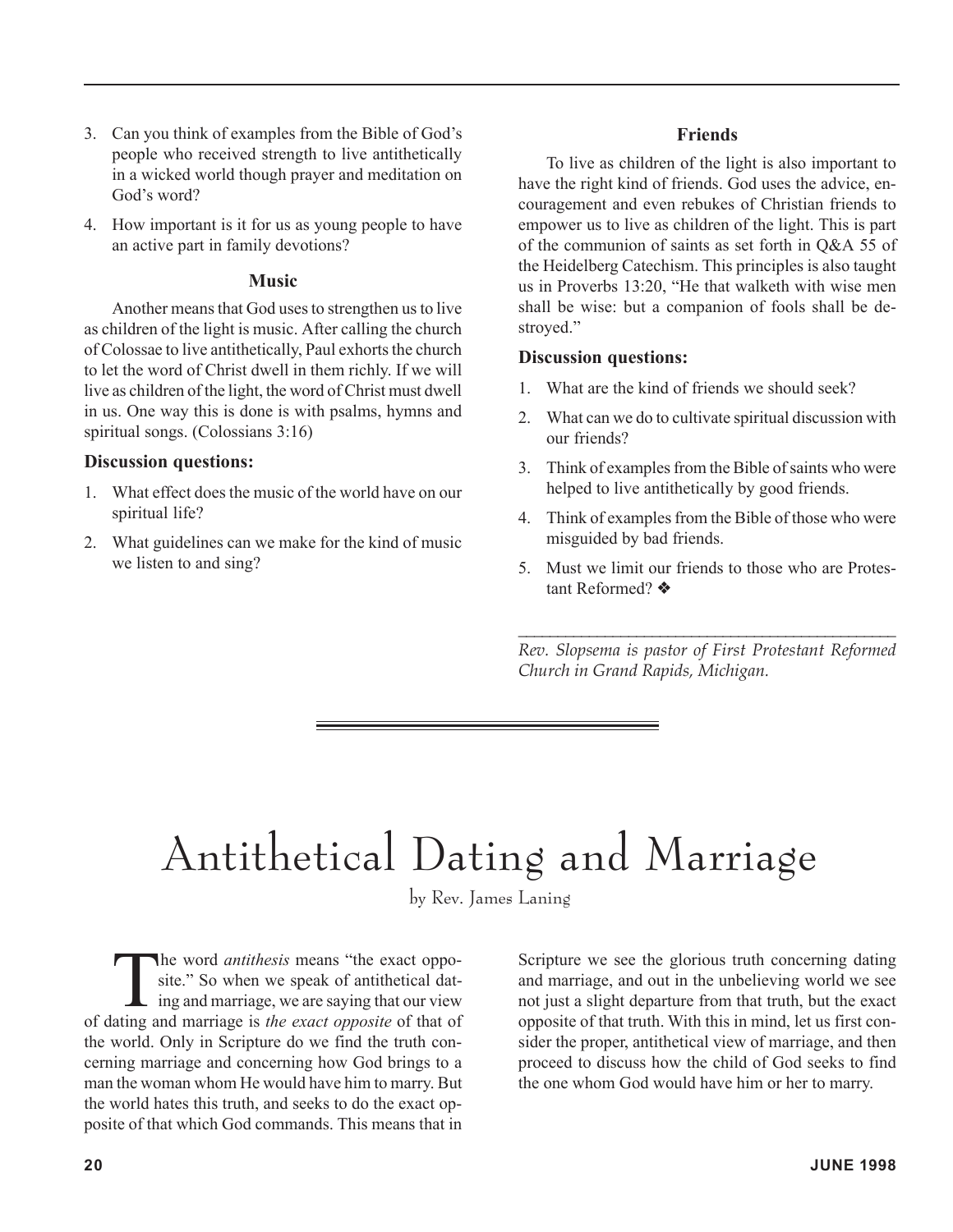3. Can you think of examples from the Bible of God's people who received strength to live antithetically in a wicked world though prayer and meditation on God's word?
4. How important is it for us as young people to have an active part in family devotions?

### Music

Another means that God uses to strengthen us to live as children of the light is music. After calling the church of Colossae to live antithetically, Paul exhorts the church to let the word of Christ dwell in them richly. If we will live as children of the light, the word of Christ must dwell in us. One way this is done is with psalms, hymns and spiritual songs. (Colossians 3:16)

**Discussion questions:**

1. What effect does the music of the world have on our spiritual life?
2. What guidelines can we make for the kind of music we listen to and sing?

### Friends

To live as children of the light is also important to have the right kind of friends. God uses the advice, encouragement and even rebukes of Christian friends to empower us to live as children of the light. This is part of the communion of saints as set forth in Q&A 55 of the Heidelberg Catechism. This principles is also taught us in Proverbs 13:20, "He that walketh with wise men shall be wise: but a companion of fools shall be destroyed."

**Discussion questions:**

1. What are the kind of friends we should seek?
2. What can we do to cultivate spiritual discussion with our friends?
3. Think of examples from the Bible of saints who were helped to live antithetically by good friends.
4. Think of examples from the Bible of those who were misguided by bad friends.
5. Must we limit our friends to those who are Protestant Reformed? ❖

---

*Rev. Slopsema is pastor of First Protestant Reformed Church in Grand Rapids, Michigan.*

# Antithetical Dating and Marriage

by Rev. James Laning

The word *antithesis* means "the exact opposite." So when we speak of antithetical dating and marriage, we are saying that our view of dating and marriage is *the exact opposite* of that of the world. Only in Scripture do we find the truth concerning marriage and concerning how God brings to a man the woman whom He would have him to marry. But the world hates this truth, and seeks to do the exact opposite of that which God commands. This means that in Scripture we see the glorious truth concerning dating and marriage, and out in the unbelieving world we see not just a slight departure from that truth, but the exact opposite of that truth. With this in mind, let us first consider the proper, antithetical view of marriage, and then proceed to discuss how the child of God seeks to find the one whom God would have him or her to marry.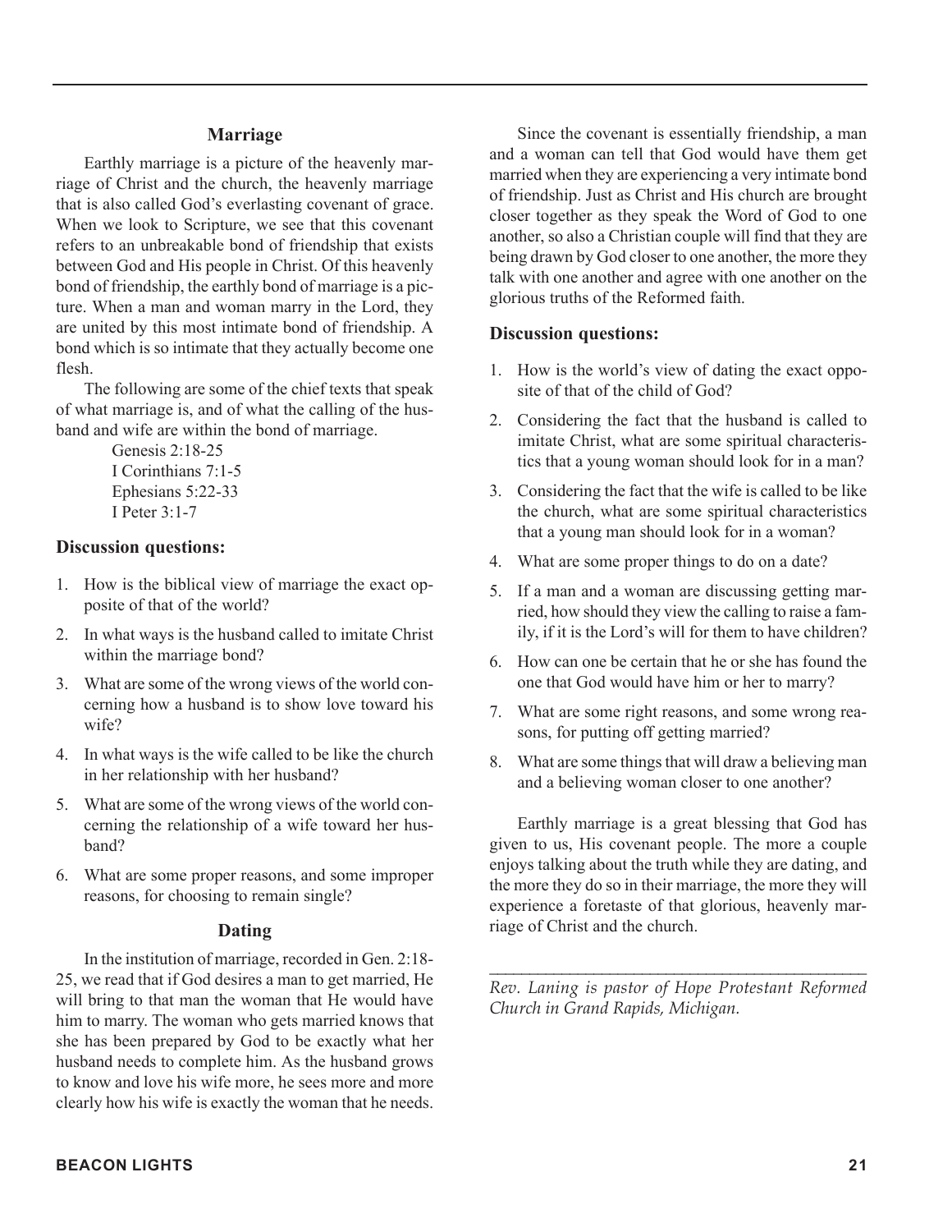### Marriage

Earthly marriage is a picture of the heavenly marriage of Christ and the church, the heavenly marriage that is also called God's everlasting covenant of grace. When we look to Scripture, we see that this covenant refers to an unbreakable bond of friendship that exists between God and His people in Christ. Of this heavenly bond of friendship, the earthly bond of marriage is a picture. When a man and woman marry in the Lord, they are united by this most intimate bond of friendship. A bond which is so intimate that they actually become one flesh.

The following are some of the chief texts that speak of what marriage is, and of what the calling of the husband and wife are within the bond of marriage.

Genesis 2:18-25
I Corinthians 7:1-5
Ephesians 5:22-33
I Peter 3:1-7

**Discussion questions:**

1. How is the biblical view of marriage the exact opposite of that of the world?
2. In what ways is the husband called to imitate Christ within the marriage bond?
3. What are some of the wrong views of the world concerning how a husband is to show love toward his wife?
4. In what ways is the wife called to be like the church in her relationship with her husband?
5. What are some of the wrong views of the world concerning the relationship of a wife toward her husband?
6. What are some proper reasons, and some improper reasons, for choosing to remain single?

### Dating

In the institution of marriage, recorded in Gen. 2:18-25, we read that if God desires a man to get married, He will bring to that man the woman that He would have him to marry. The woman who gets married knows that she has been prepared by God to be exactly what her husband needs to complete him. As the husband grows to know and love his wife more, he sees more and more clearly how his wife is exactly the woman that he needs.

Since the covenant is essentially friendship, a man and a woman can tell that God would have them get married when they are experiencing a very intimate bond of friendship. Just as Christ and His church are brought closer together as they speak the Word of God to one another, so also a Christian couple will find that they are being drawn by God closer to one another, the more they talk with one another and agree with one another on the glorious truths of the Reformed faith.

**Discussion questions:**

1. How is the world's view of dating the exact opposite of that of the child of God?
2. Considering the fact that the husband is called to imitate Christ, what are some spiritual characteristics that a young woman should look for in a man?
3. Considering the fact that the wife is called to be like the church, what are some spiritual characteristics that a young man should look for in a woman?
4. What are some proper things to do on a date?
5. If a man and a woman are discussing getting married, how should they view the calling to raise a family, if it is the Lord's will for them to have children?
6. How can one be certain that he or she has found the one that God would have him or her to marry?
7. What are some right reasons, and some wrong reasons, for putting off getting married?
8. What are some things that will draw a believing man and a believing woman closer to one another?

Earthly marriage is a great blessing that God has given to us, His covenant people. The more a couple enjoys talking about the truth while they are dating, and the more they do so in their marriage, the more they will experience a foretaste of that glorious, heavenly marriage of Christ and the church.

---

*Rev. Laning is pastor of Hope Protestant Reformed Church in Grand Rapids, Michigan.*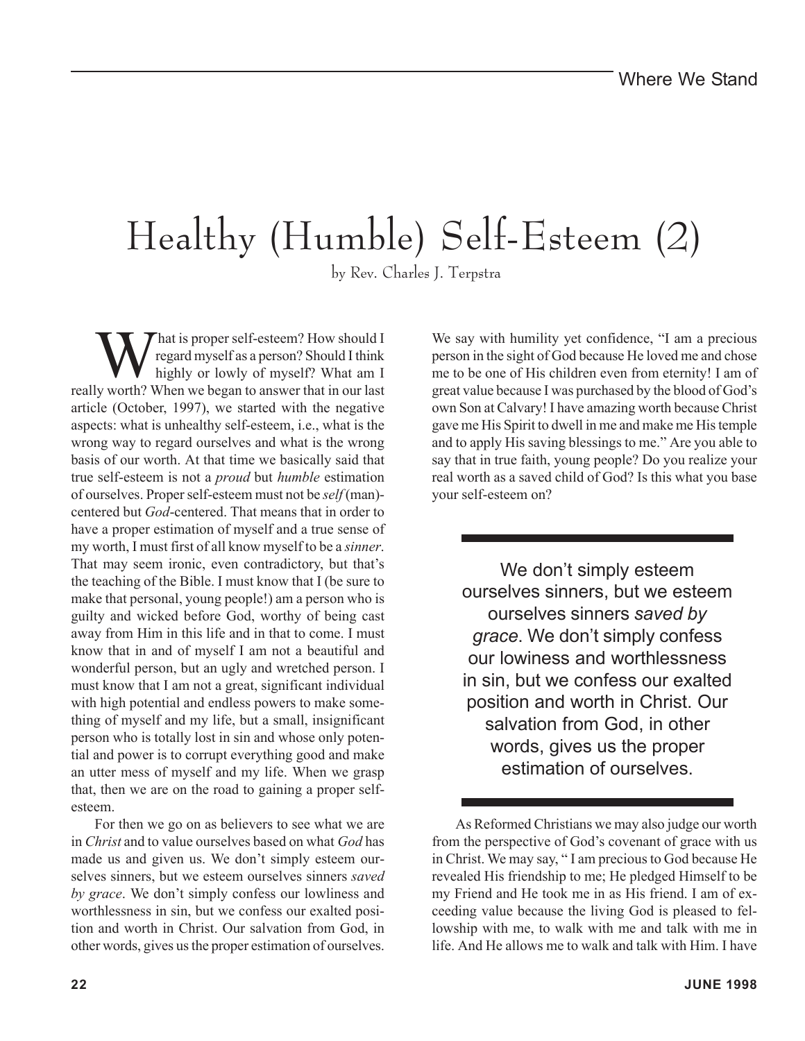# Healthy (Humble) Self-Esteem (2)

by Rev. Charles J. Terpstra

What is proper self-esteem? How should I regard myself as a person? Should I think highly or lowly of myself? What am I really worth? When we began to answer that in our last article (October, 1997), we started with the negative aspects: what is unhealthy self-esteem, i.e., what is the wrong way to regard ourselves and what is the wrong basis of our worth. At that time we basically said that true self-esteem is not a *proud* but *humble* estimation of ourselves. Proper self-esteem must not be *self* (man)-centered but *God*-centered. That means that in order to have a proper estimation of myself and a true sense of my worth, I must first of all know myself to be a *sinner*. That may seem ironic, even contradictory, but that's the teaching of the Bible. I must know that I (be sure to make that personal, young people!) am a person who is guilty and wicked before God, worthy of being cast away from Him in this life and in that to come. I must know that in and of myself I am not a beautiful and wonderful person, but an ugly and wretched person. I must know that I am not a great, significant individual with high potential and endless powers to make something of myself and my life, but a small, insignificant person who is totally lost in sin and whose only potential and power is to corrupt everything good and make an utter mess of myself and my life. When we grasp that, then we are on the road to gaining a proper self-esteem.

For then we go on as believers to see what we are in *Christ* and to value ourselves based on what *God* has made us and given us. We don't simply esteem ourselves sinners, but we esteem ourselves sinners *saved by grace*. We don't simply confess our lowliness and worthlessness in sin, but we confess our exalted position and worth in Christ. Our salvation from God, in other words, gives us the proper estimation of ourselves. We say with humility yet confidence, "I am a precious person in the sight of God because He loved me and chose me to be one of His children even from eternity! I am of great value because I was purchased by the blood of God's own Son at Calvary! I have amazing worth because Christ gave me His Spirit to dwell in me and make me His temple and to apply His saving blessings to me." Are you able to say that in true faith, young people? Do you realize your real worth as a saved child of God? Is this what you base your self-esteem on?

> We don't simply esteem ourselves sinners, but we esteem ourselves sinners *saved by grace*. We don't simply confess our lowiness and worthlessness in sin, but we confess our exalted position and worth in Christ. Our salvation from God, in other words, gives us the proper estimation of ourselves.

As Reformed Christians we may also judge our worth from the perspective of God's covenant of grace with us in Christ. We may say, " I am precious to God because He revealed His friendship to me; He pledged Himself to be my Friend and He took me in as His friend. I am of exceeding value because the living God is pleased to fellowship with me, to walk with me and talk with me in life. And He allows me to walk and talk with Him. I have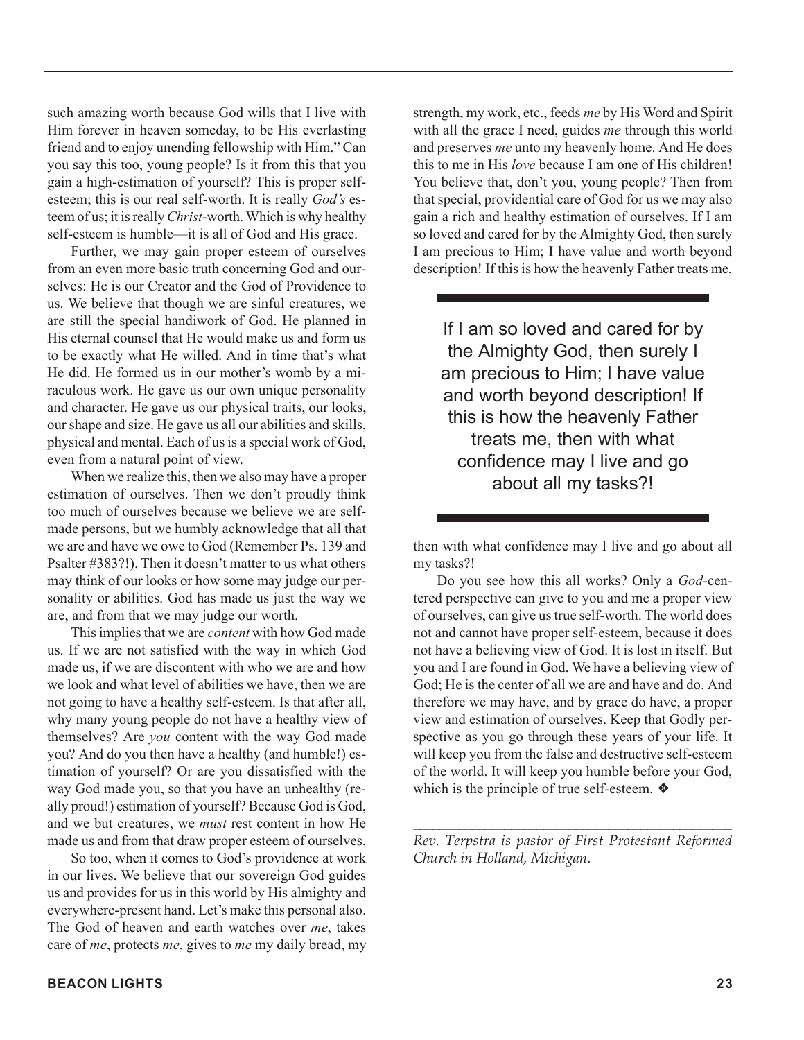such amazing worth because God wills that I live with Him forever in heaven someday, to be His everlasting friend and to enjoy unending fellowship with Him." Can you say this too, young people? Is it from this that you gain a high-estimation of yourself? This is proper self-esteem; this is our real self-worth. It is really *God's* esteem of us; it is really *Christ*-worth. Which is why healthy self-esteem is humble—it is all of God and His grace.

Further, we may gain proper esteem of ourselves from an even more basic truth concerning God and ourselves: He is our Creator and the God of Providence to us. We believe that though we are sinful creatures, we are still the special handiwork of God. He planned in His eternal counsel that He would make us and form us to be exactly what He willed. And in time that's what He did. He formed us in our mother's womb by a miraculous work. He gave us our own unique personality and character. He gave us our physical traits, our looks, our shape and size. He gave us all our abilities and skills, physical and mental. Each of us is a special work of God, even from a natural point of view.

When we realize this, then we also may have a proper estimation of ourselves. Then we don't proudly think too much of ourselves because we believe we are self-made persons, but we humbly acknowledge that all that we are and have we owe to God (Remember Ps. 139 and Psalter #383?!). Then it doesn't matter to us what others may think of our looks or how some may judge our personality or abilities. God has made us just the way we are, and from that we may judge our worth.

This implies that we are *content* with how God made us. If we are not satisfied with the way in which God made us, if we are discontent with who we are and how we look and what level of abilities we have, then we are not going to have a healthy self-esteem. Is that after all, why many young people do not have a healthy view of themselves? Are *you* content with the way God made you? And do you then have a healthy (and humble!) estimation of yourself? Or are you dissatisfied with the way God made you, so that you have an unhealthy (really proud!) estimation of yourself? Because God is God, and we but creatures, we *must* rest content in how He made us and from that draw proper esteem of ourselves.

So too, when it comes to God's providence at work in our lives. We believe that our sovereign God guides us and provides for us in this world by His almighty and everywhere-present hand. Let's make this personal also. The God of heaven and earth watches over *me*, takes care of *me*, protects *me*, gives to *me* my daily bread, my strength, my work, etc., feeds *me* by His Word and Spirit with all the grace I need, guides *me* through this world and preserves *me* unto my heavenly home. And He does this to me in His *love* because I am one of His children! You believe that, don't you, young people? Then from that special, providential care of God for us we may also gain a rich and healthy estimation of ourselves. If I am so loved and cared for by the Almighty God, then surely I am precious to Him; I have value and worth beyond description! If this is how the heavenly Father treats me, then with what confidence may I live and go about all my tasks?!

> If I am so loved and cared for by the Almighty God, then surely I am precious to Him; I have value and worth beyond description! If this is how the heavenly Father treats me, then with what confidence may I live and go about all my tasks?!

Do you see how this all works? Only a *God*-centered perspective can give to you and me a proper view of ourselves, can give us true self-worth. The world does not and cannot have proper self-esteem, because it does not have a believing view of God. It is lost in itself. But you and I are found in God. We have a believing view of God; He is the center of all we are and have and do. And therefore we may have, and by grace do have, a proper view and estimation of ourselves. Keep that Godly perspective as you go through these years of your life. It will keep you from the false and destructive self-esteem of the world. It will keep you humble before your God, which is the principle of true self-esteem. ❖

---

*Rev. Terpstra is pastor of First Protestant Reformed Church in Holland, Michigan.*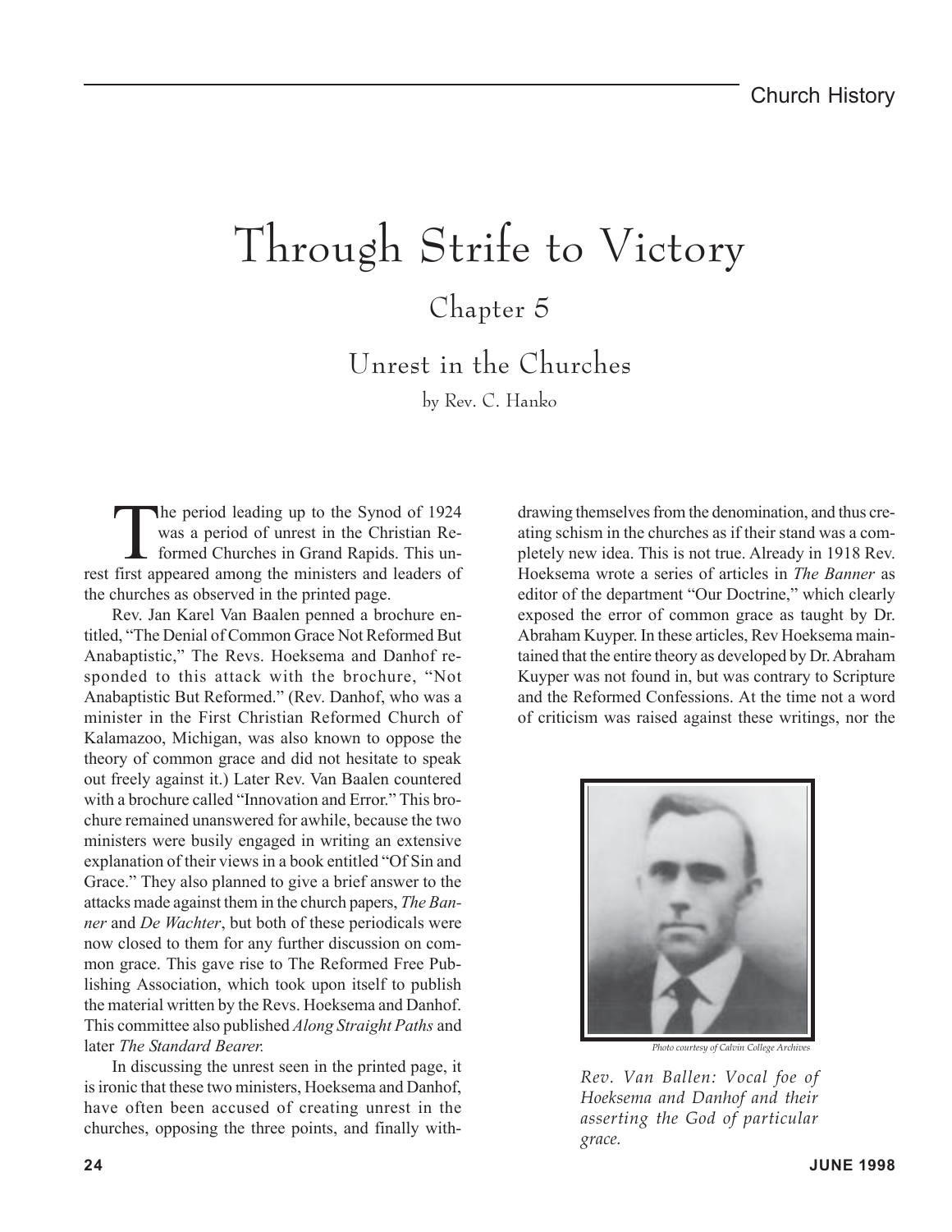Church History

# Through Strife to Victory

## Chapter 5

## Unrest in the Churches

by Rev. C. Hanko

The period leading up to the Synod of 1924 was a period of unrest in the Christian Reformed Churches in Grand Rapids. This unrest first appeared among the ministers and leaders of the churches as observed in the printed page.

Rev. Jan Karel Van Baalen penned a brochure entitled, "The Denial of Common Grace Not Reformed But Anabaptistic," The Revs. Hoeksema and Danhof responded to this attack with the brochure, "Not Anabaptistic But Reformed." (Rev. Danhof, who was a minister in the First Christian Reformed Church of Kalamazoo, Michigan, was also known to oppose the theory of common grace and did not hesitate to speak out freely against it.) Later Rev. Van Baalen countered with a brochure called "Innovation and Error." This brochure remained unanswered for awhile, because the two ministers were busily engaged in writing an extensive explanation of their views in a book entitled "Of Sin and Grace." They also planned to give a brief answer to the attacks made against them in the church papers, *The Banner* and *De Wachter*, but both of these periodicals were now closed to them for any further discussion on common grace. This gave rise to The Reformed Free Publishing Association, which took upon itself to publish the material written by the Revs. Hoeksema and Danhof. This committee also published *Along Straight Paths* and later *The Standard Bearer.*

In discussing the unrest seen in the printed page, it is ironic that these two ministers, Hoeksema and Danhof, have often been accused of creating unrest in the churches, opposing the three points, and finally withdrawing themselves from the denomination, and thus creating schism in the churches as if their stand was a completely new idea. This is not true. Already in 1918 Rev. Hoeksema wrote a series of articles in *The Banner* as editor of the department "Our Doctrine," which clearly exposed the error of common grace as taught by Dr. Abraham Kuyper. In these articles, Rev Hoeksema maintained that the entire theory as developed by Dr. Abraham Kuyper was not found in, but was contrary to Scripture and the Reformed Confessions. At the time not a word of criticism was raised against these writings, nor the

*Photo courtesy of Calvin College Archives*

*Rev. Van Ballen: Vocal foe of Hoeksema and Danhof and their asserting the God of particular grace.*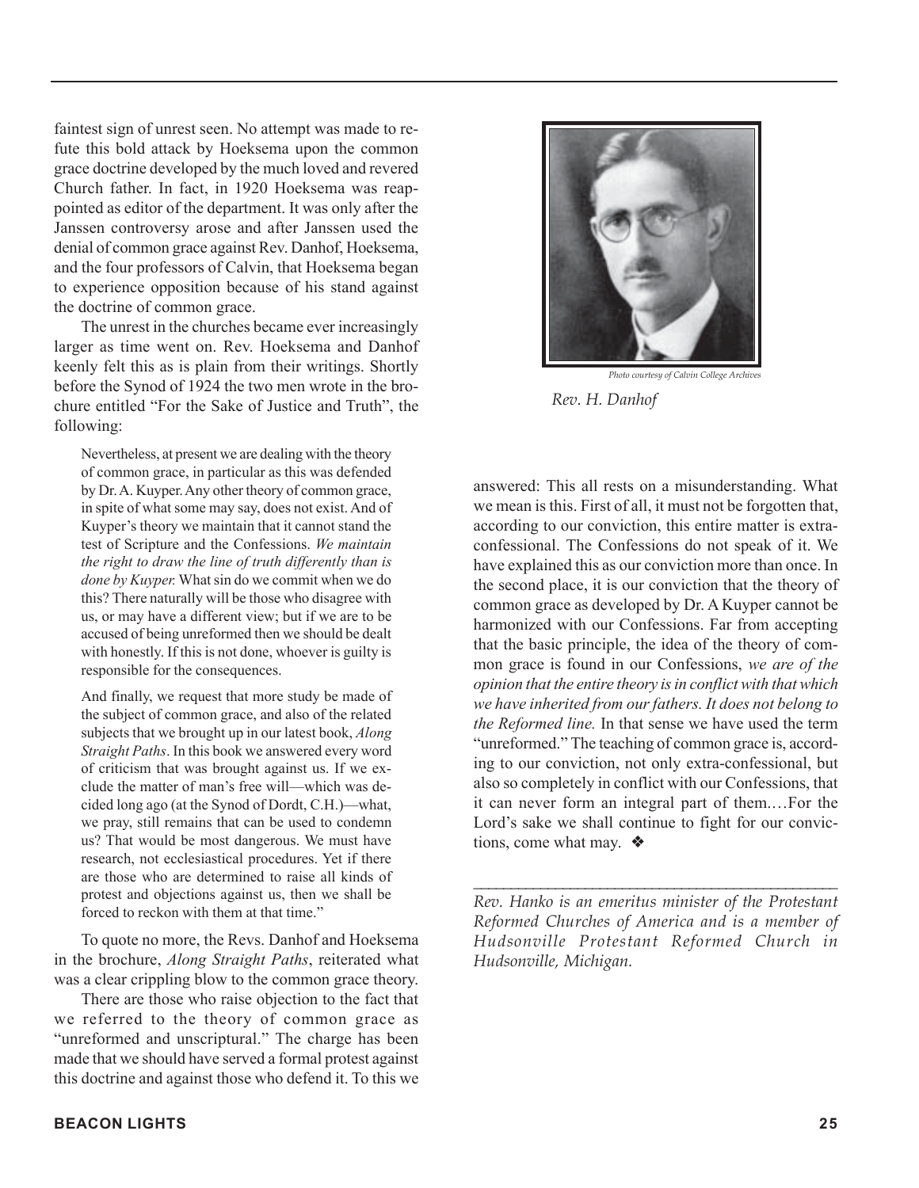faintest sign of unrest seen. No attempt was made to refute this bold attack by Hoeksema upon the common grace doctrine developed by the much loved and revered Church father. In fact, in 1920 Hoeksema was reappointed as editor of the department. It was only after the Janssen controversy arose and after Janssen used the denial of common grace against Rev. Danhof, Hoeksema, and the four professors of Calvin, that Hoeksema began to experience opposition because of his stand against the doctrine of common grace.

The unrest in the churches became ever increasingly larger as time went on. Rev. Hoeksema and Danhof keenly felt this as is plain from their writings. Shortly before the Synod of 1924 the two men wrote in the brochure entitled "For the Sake of Justice and Truth", the following:

> Nevertheless, at present we are dealing with the theory of common grace, in particular as this was defended by Dr. A. Kuyper. Any other theory of common grace, in spite of what some may say, does not exist. And of Kuyper's theory we maintain that it cannot stand the test of Scripture and the Confessions. *We maintain the right to draw the line of truth differently than is done by Kuyper.* What sin do we commit when we do this? There naturally will be those who disagree with us, or may have a different view; but if we are to be accused of being unreformed then we should be dealt with honestly. If this is not done, whoever is guilty is responsible for the consequences.
>
> And finally, we request that more study be made of the subject of common grace, and also of the related subjects that we brought up in our latest book, *Along Straight Paths*. In this book we answered every word of criticism that was brought against us. If we exclude the matter of man's free will—which was decided long ago (at the Synod of Dordt, C.H.)—what, we pray, still remains that can be used to condemn us? That would be most dangerous. We must have research, not ecclesiastical procedures. Yet if there are those who are determined to raise all kinds of protest and objections against us, then we shall be forced to reckon with them at that time."

To quote no more, the Revs. Danhof and Hoeksema in the brochure, *Along Straight Paths*, reiterated what was a clear crippling blow to the common grace theory.

There are those who raise objection to the fact that we referred to the theory of common grace as "unreformed and unscriptural." The charge has been made that we should have served a formal protest against this doctrine and against those who defend it. To this we answered: This all rests on a misunderstanding. What we mean is this. First of all, it must not be forgotten that, according to our conviction, this entire matter is extra-confessional. The Confessions do not speak of it. We have explained this as our conviction more than once. In the second place, it is our conviction that the theory of common grace as developed by Dr. A Kuyper cannot be harmonized with our Confessions. Far from accepting that the basic principle, the idea of the theory of common grace is found in our Confessions, *we are of the opinion that the entire theory is in conflict with that which we have inherited from our fathers. It does not belong to the Reformed line.* In that sense we have used the term "unreformed." The teaching of common grace is, according to our conviction, not only extra-confessional, but also so completely in conflict with our Confessions, that it can never form an integral part of them.…For the Lord's sake we shall continue to fight for our convictions, come what may. ❖

*Photo courtesy of Calvin College Archives*

*Rev. H. Danhof*

---

*Rev. Hanko is an emeritus minister of the Protestant Reformed Churches of America and is a member of Hudsonville Protestant Reformed Church in Hudsonville, Michigan.*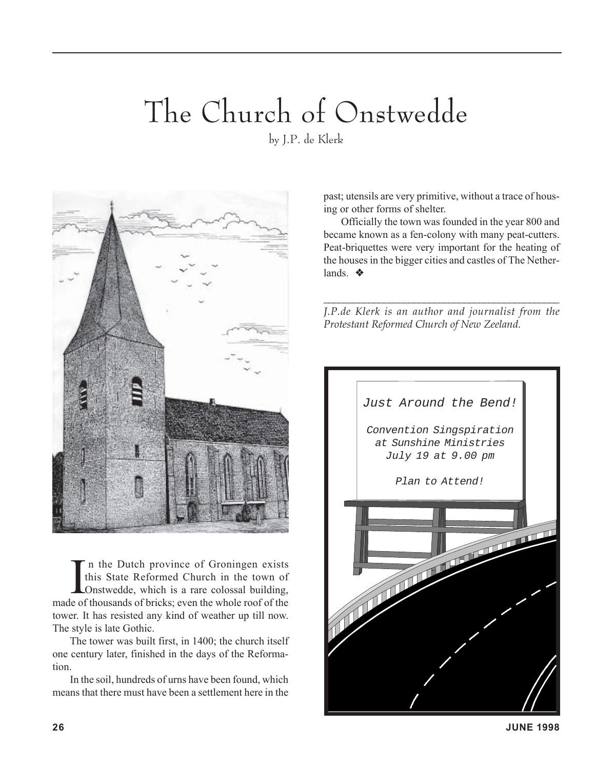# The Church of Onstwedde

by J.P. de Klerk

In the Dutch province of Groningen exists this State Reformed Church in the town of Onstwedde, which is a rare colossal building, made of thousands of bricks; even the whole roof of the tower. It has resisted any kind of weather up till now. The style is late Gothic.

The tower was built first, in 1400; the church itself one century later, finished in the days of the Reformation.

In the soil, hundreds of urns have been found, which means that there must have been a settlement here in the past; utensils are very primitive, without a trace of housing or other forms of shelter.

Officially the town was founded in the year 800 and became known as a fen-colony with many peat-cutters. Peat-briquettes were very important for the heating of the houses in the bigger cities and castles of The Netherlands. ❖

---

*J.P.de Klerk is an author and journalist from the Protestant Reformed Church of New Zeeland.*

Just Around the Bend!

Convention Singspiration
at Sunshine Ministries
July 19 at 9.00 pm

Plan to Attend!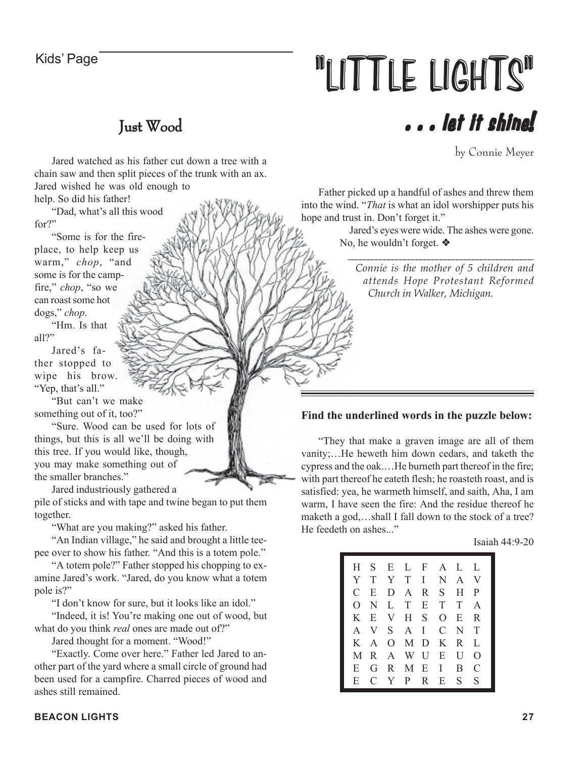Kids' Page

# "LITTLE LIGHTS"

## . . . let it shine!

## Just Wood

by Connie Meyer

Jared watched as his father cut down a tree with a chain saw and then split pieces of the trunk with an ax. Jared wished he was old enough to help. So did his father!

"Dad, what's all this wood for?"

"Some is for the fireplace, to help keep us warm," *chop*, "and some is for the campfire," *chop*, "so we can roast some hot dogs," *chop*.

"Hm. Is that all?"

Jared's father stopped to wipe his brow. "Yep, that's all."

"But can't we make something out of it, too?"

"Sure. Wood can be used for lots of things, but this is all we'll be doing with this tree. If you would like, though, you may make something out of the smaller branches."

Jared industriously gathered a pile of sticks and with tape and twine began to put them together.

"What are you making?" asked his father.

"An Indian village," he said and brought a little teepee over to show his father. "And this is a totem pole."

"A totem pole?" Father stopped his chopping to examine Jared's work. "Jared, do you know what a totem pole is?"

"I don't know for sure, but it looks like an idol."

"Indeed, it is! You're making one out of wood, but what do you think *real* ones are made out of?"

Jared thought for a moment. "Wood!"

"Exactly. Come over here." Father led Jared to another part of the yard where a small circle of ground had been used for a campfire. Charred pieces of wood and ashes still remained.

Father picked up a handful of ashes and threw them into the wind. "*That* is what an idol worshipper puts his hope and trust in. Don't forget it."

Jared's eyes were wide. The ashes were gone. No, he wouldn't forget. ❖

---

*Connie is the mother of 5 children and attends Hope Protestant Reformed Church in Walker, Michigan.*

---

**Find the underlined words in the puzzle below:**

"They that make a graven image are all of them vanity;…He heweth him down cedars, and taketh the cypress and the oak.…He burneth part thereof in the fire; with part thereof he eateth flesh; he roasteth roast, and is satisfied: yea, he warmeth himself, and saith, Aha, I am warm, I have seen the fire: And the residue thereof he maketh a god,…shall I fall down to the stock of a tree? He feedeth on ashes..."

Isaiah 44:9-20

```
H S E L F A L L
Y T Y T I N A V
C E D A R S H P
O N L T E T T A
K E V H S O E R
A V S A I C N T
K A O M D K R L
M R A W U E U O
E G R M E I B C
E C Y P R E S S
```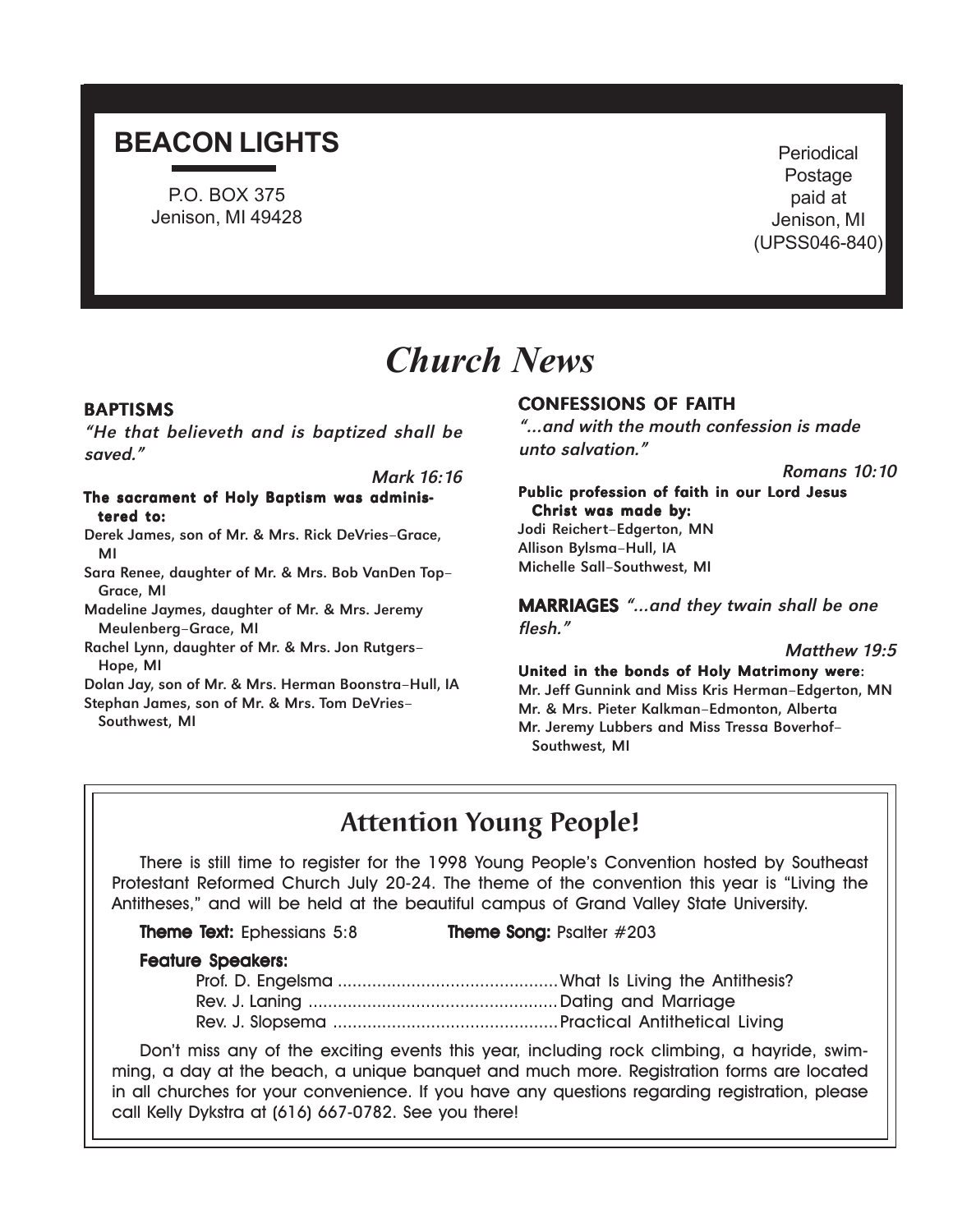**BEACON LIGHTS**

P.O. BOX 375
Jenison, MI 49428

Periodical
Postage
paid at
Jenison, MI
(UPSS046-840)

# *Church News*

## BAPTISMS

***"He that believeth and is baptized shall be saved."***

***Mark 16:16***

**The sacrament of Holy Baptism was administered to:**

Derek James, son of Mr. & Mrs. Rick DeVries–Grace, MI
Sara Renee, daughter of Mr. & Mrs. Bob VanDen Top–Grace, MI
Madeline Jaymes, daughter of Mr. & Mrs. Jeremy Meulenberg–Grace, MI
Rachel Lynn, daughter of Mr. & Mrs. Jon Rutgers–Hope, MI
Dolan Jay, son of Mr. & Mrs. Herman Boonstra–Hull, IA
Stephan James, son of Mr. & Mrs. Tom DeVries–Southwest, MI

## CONFESSIONS OF FAITH

***"...and with the mouth confession is made unto salvation."***

***Romans 10:10***

**Public profession of faith in our Lord Jesus Christ was made by:**

Jodi Reichert–Edgerton, MN
Allison Bylsma–Hull, IA
Michelle Sall–Southwest, MI

## MARRIAGES ***"...and they twain shall be one flesh."***

***Matthew 19:5***

**United in the bonds of Holy Matrimony were:**

Mr. Jeff Gunnink and Miss Kris Herman–Edgerton, MN
Mr. & Mrs. Pieter Kalkman–Edmonton, Alberta
Mr. Jeremy Lubbers and Miss Tressa Boverhof–Southwest, MI

## Attention Young People!

There is still time to register for the 1998 Young People's Convention hosted by Southeast Protestant Reformed Church July 20-24. The theme of the convention this year is "Living the Antitheses," and will be held at the beautiful campus of Grand Valley State University.

**Theme Text:** Ephessians 5:8 **Theme Song:** Psalter #203

**Feature Speakers:**

Prof. D. Engelsma ............................................ What Is Living the Antithesis?
Rev. J. Laning .................................................. Dating and Marriage
Rev. J. Slopsema ............................................. Practical Antithetical Living

Don't miss any of the exciting events this year, including rock climbing, a hayride, swimming, a day at the beach, a unique banquet and much more. Registration forms are located in all churches for your convenience. If you have any questions regarding registration, please call Kelly Dykstra at (616) 667-0782. See you there!